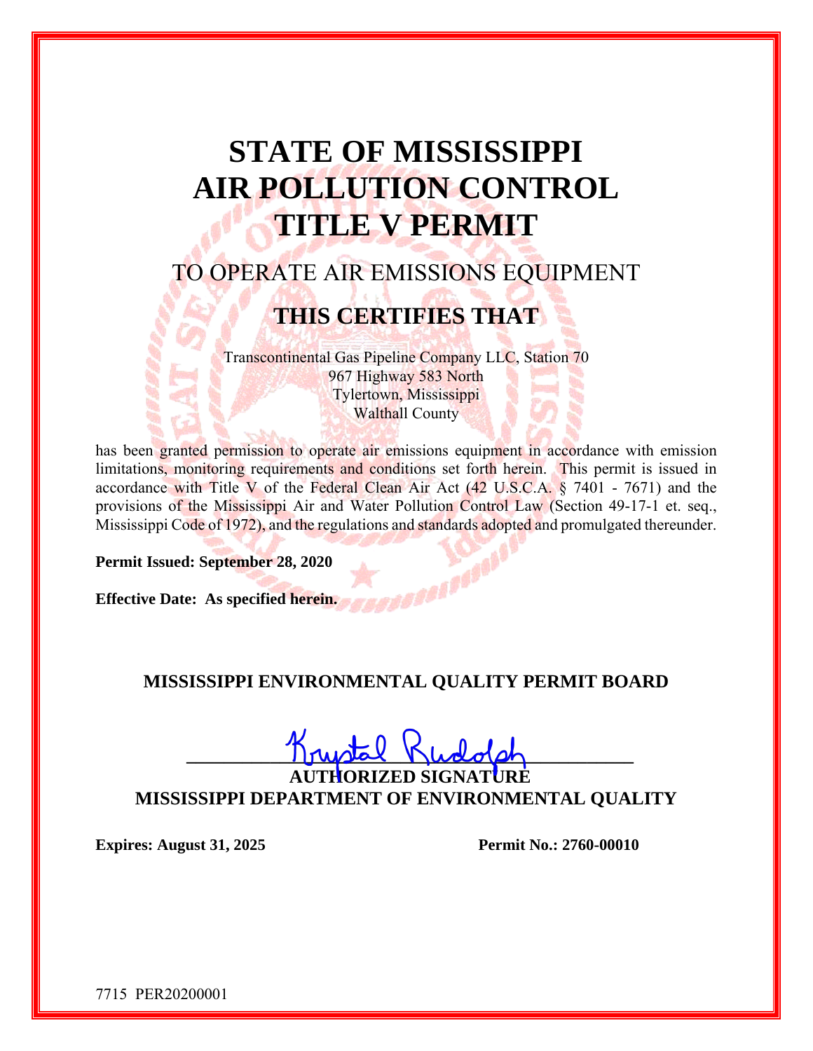# STATE OF MISSISSIPPI
# AIR POLLUTION CONTROL
# TITLE V PERMIT

## TO OPERATE AIR EMISSIONS EQUIPMENT

## THIS CERTIFIES THAT

Transcontinental Gas Pipeline Company LLC, Station 70
967 Highway 583 North
Tylertown, Mississippi
Walthall County

has been granted permission to operate air emissions equipment in accordance with emission limitations, monitoring requirements and conditions set forth herein. This permit is issued in accordance with Title V of the Federal Clean Air Act (42 U.S.C.A. § 7401 - 7671) and the provisions of the Mississippi Air and Water Pollution Control Law (Section 49-17-1 et. seq., Mississippi Code of 1972), and the regulations and standards adopted and promulgated thereunder.

**Permit Issued: September 28, 2020**

**Effective Date: As specified herein.**

**MISSISSIPPI ENVIRONMENTAL QUALITY PERMIT BOARD**

Krystal Rudolph
**AUTHORIZED SIGNATURE**
**MISSISSIPPI DEPARTMENT OF ENVIRONMENTAL QUALITY**

**Expires: August 31, 2025** **Permit No.: 2760-00010**

7715 PER20200001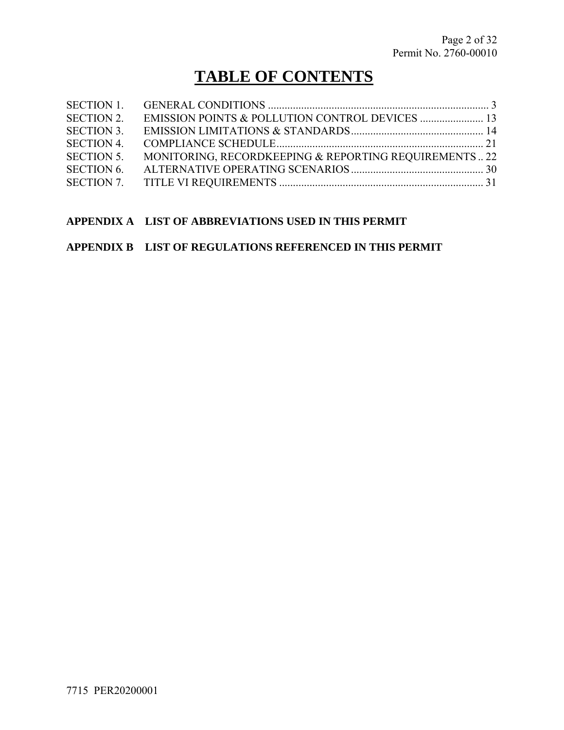# TABLE OF CONTENTS

| | | |
|---|---|---|
| SECTION 1. | GENERAL CONDITIONS | 3 |
| SECTION 2. | EMISSION POINTS & POLLUTION CONTROL DEVICES | 13 |
| SECTION 3. | EMISSION LIMITATIONS & STANDARDS | 14 |
| SECTION 4. | COMPLIANCE SCHEDULE | 21 |
| SECTION 5. | MONITORING, RECORDKEEPING & REPORTING REQUIREMENTS | 22 |
| SECTION 6. | ALTERNATIVE OPERATING SCENARIOS | 30 |
| SECTION 7. | TITLE VI REQUIREMENTS | 31 |

**APPENDIX A LIST OF ABBREVIATIONS USED IN THIS PERMIT**

**APPENDIX B LIST OF REGULATIONS REFERENCED IN THIS PERMIT**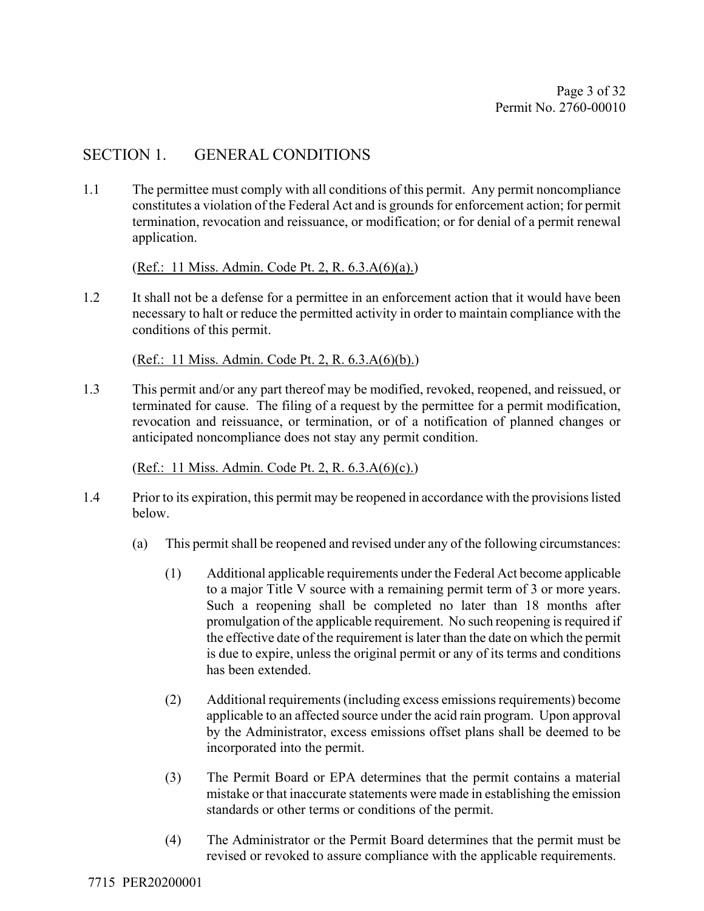## SECTION 1. GENERAL CONDITIONS

1.1 The permittee must comply with all conditions of this permit. Any permit noncompliance constitutes a violation of the Federal Act and is grounds for enforcement action; for permit termination, revocation and reissuance, or modification; or for denial of a permit renewal application.

(Ref.: 11 Miss. Admin. Code Pt. 2, R. 6.3.A(6)(a).)

1.2 It shall not be a defense for a permittee in an enforcement action that it would have been necessary to halt or reduce the permitted activity in order to maintain compliance with the conditions of this permit.

(Ref.: 11 Miss. Admin. Code Pt. 2, R. 6.3.A(6)(b).)

1.3 This permit and/or any part thereof may be modified, revoked, reopened, and reissued, or terminated for cause. The filing of a request by the permittee for a permit modification, revocation and reissuance, or termination, or of a notification of planned changes or anticipated noncompliance does not stay any permit condition.

(Ref.: 11 Miss. Admin. Code Pt. 2, R. 6.3.A(6)(c).)

1.4 Prior to its expiration, this permit may be reopened in accordance with the provisions listed below.

(a) This permit shall be reopened and revised under any of the following circumstances:

(1) Additional applicable requirements under the Federal Act become applicable to a major Title V source with a remaining permit term of 3 or more years. Such a reopening shall be completed no later than 18 months after promulgation of the applicable requirement. No such reopening is required if the effective date of the requirement is later than the date on which the permit is due to expire, unless the original permit or any of its terms and conditions has been extended.

(2) Additional requirements (including excess emissions requirements) become applicable to an affected source under the acid rain program. Upon approval by the Administrator, excess emissions offset plans shall be deemed to be incorporated into the permit.

(3) The Permit Board or EPA determines that the permit contains a material mistake or that inaccurate statements were made in establishing the emission standards or other terms or conditions of the permit.

(4) The Administrator or the Permit Board determines that the permit must be revised or revoked to assure compliance with the applicable requirements.

7715 PER20200001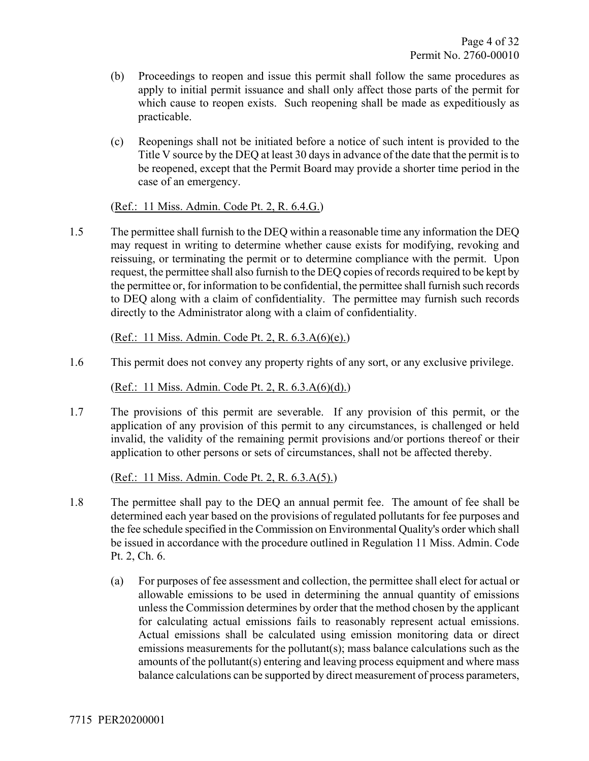(b) Proceedings to reopen and issue this permit shall follow the same procedures as apply to initial permit issuance and shall only affect those parts of the permit for which cause to reopen exists. Such reopening shall be made as expeditiously as practicable.

(c) Reopenings shall not be initiated before a notice of such intent is provided to the Title V source by the DEQ at least 30 days in advance of the date that the permit is to be reopened, except that the Permit Board may provide a shorter time period in the case of an emergency.

(Ref.: 11 Miss. Admin. Code Pt. 2, R. 6.4.G.)

1.5 The permittee shall furnish to the DEQ within a reasonable time any information the DEQ may request in writing to determine whether cause exists for modifying, revoking and reissuing, or terminating the permit or to determine compliance with the permit. Upon request, the permittee shall also furnish to the DEQ copies of records required to be kept by the permittee or, for information to be confidential, the permittee shall furnish such records to DEQ along with a claim of confidentiality. The permittee may furnish such records directly to the Administrator along with a claim of confidentiality.

(Ref.: 11 Miss. Admin. Code Pt. 2, R. 6.3.A(6)(e).)

1.6 This permit does not convey any property rights of any sort, or any exclusive privilege.

(Ref.: 11 Miss. Admin. Code Pt. 2, R. 6.3.A(6)(d).)

1.7 The provisions of this permit are severable. If any provision of this permit, or the application of any provision of this permit to any circumstances, is challenged or held invalid, the validity of the remaining permit provisions and/or portions thereof or their application to other persons or sets of circumstances, shall not be affected thereby.

(Ref.: 11 Miss. Admin. Code Pt. 2, R. 6.3.A(5).)

1.8 The permittee shall pay to the DEQ an annual permit fee. The amount of fee shall be determined each year based on the provisions of regulated pollutants for fee purposes and the fee schedule specified in the Commission on Environmental Quality's order which shall be issued in accordance with the procedure outlined in Regulation 11 Miss. Admin. Code Pt. 2, Ch. 6.

(a) For purposes of fee assessment and collection, the permittee shall elect for actual or allowable emissions to be used in determining the annual quantity of emissions unless the Commission determines by order that the method chosen by the applicant for calculating actual emissions fails to reasonably represent actual emissions. Actual emissions shall be calculated using emission monitoring data or direct emissions measurements for the pollutant(s); mass balance calculations such as the amounts of the pollutant(s) entering and leaving process equipment and where mass balance calculations can be supported by direct measurement of process parameters,

7715 PER20200001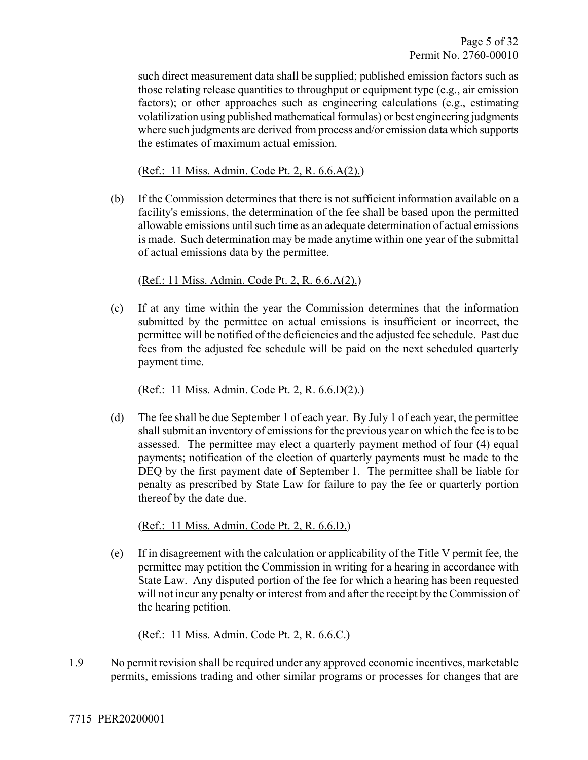such direct measurement data shall be supplied; published emission factors such as those relating release quantities to throughput or equipment type (e.g., air emission factors); or other approaches such as engineering calculations (e.g., estimating volatilization using published mathematical formulas) or best engineering judgments where such judgments are derived from process and/or emission data which supports the estimates of maximum actual emission.

(Ref.: 11 Miss. Admin. Code Pt. 2, R. 6.6.A(2).)

(b) If the Commission determines that there is not sufficient information available on a facility's emissions, the determination of the fee shall be based upon the permitted allowable emissions until such time as an adequate determination of actual emissions is made. Such determination may be made anytime within one year of the submittal of actual emissions data by the permittee.

(Ref.: 11 Miss. Admin. Code Pt. 2, R. 6.6.A(2).)

(c) If at any time within the year the Commission determines that the information submitted by the permittee on actual emissions is insufficient or incorrect, the permittee will be notified of the deficiencies and the adjusted fee schedule. Past due fees from the adjusted fee schedule will be paid on the next scheduled quarterly payment time.

(Ref.: 11 Miss. Admin. Code Pt. 2, R. 6.6.D(2).)

(d) The fee shall be due September 1 of each year. By July 1 of each year, the permittee shall submit an inventory of emissions for the previous year on which the fee is to be assessed. The permittee may elect a quarterly payment method of four (4) equal payments; notification of the election of quarterly payments must be made to the DEQ by the first payment date of September 1. The permittee shall be liable for penalty as prescribed by State Law for failure to pay the fee or quarterly portion thereof by the date due.

(Ref.: 11 Miss. Admin. Code Pt. 2, R. 6.6.D.)

(e) If in disagreement with the calculation or applicability of the Title V permit fee, the permittee may petition the Commission in writing for a hearing in accordance with State Law. Any disputed portion of the fee for which a hearing has been requested will not incur any penalty or interest from and after the receipt by the Commission of the hearing petition.

(Ref.: 11 Miss. Admin. Code Pt. 2, R. 6.6.C.)

1.9 No permit revision shall be required under any approved economic incentives, marketable permits, emissions trading and other similar programs or processes for changes that are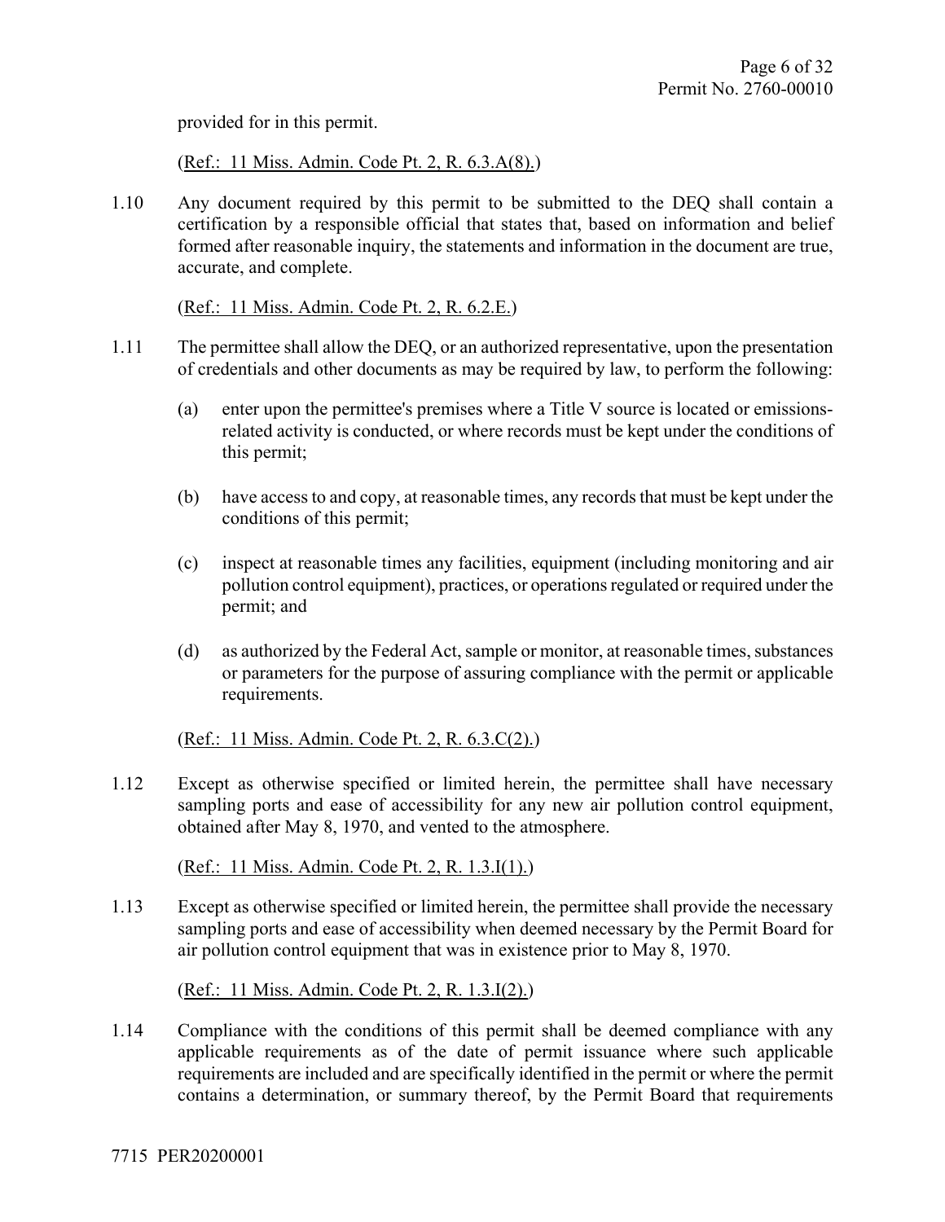provided for in this permit.

(Ref.: 11 Miss. Admin. Code Pt. 2, R. 6.3.A(8).)

1.10 Any document required by this permit to be submitted to the DEQ shall contain a certification by a responsible official that states that, based on information and belief formed after reasonable inquiry, the statements and information in the document are true, accurate, and complete.

(Ref.: 11 Miss. Admin. Code Pt. 2, R. 6.2.E.)

1.11 The permittee shall allow the DEQ, or an authorized representative, upon the presentation of credentials and other documents as may be required by law, to perform the following:

(a) enter upon the permittee's premises where a Title V source is located or emissions-related activity is conducted, or where records must be kept under the conditions of this permit;

(b) have access to and copy, at reasonable times, any records that must be kept under the conditions of this permit;

(c) inspect at reasonable times any facilities, equipment (including monitoring and air pollution control equipment), practices, or operations regulated or required under the permit; and

(d) as authorized by the Federal Act, sample or monitor, at reasonable times, substances or parameters for the purpose of assuring compliance with the permit or applicable requirements.

(Ref.: 11 Miss. Admin. Code Pt. 2, R. 6.3.C(2).)

1.12 Except as otherwise specified or limited herein, the permittee shall have necessary sampling ports and ease of accessibility for any new air pollution control equipment, obtained after May 8, 1970, and vented to the atmosphere.

(Ref.: 11 Miss. Admin. Code Pt. 2, R. 1.3.I(1).)

1.13 Except as otherwise specified or limited herein, the permittee shall provide the necessary sampling ports and ease of accessibility when deemed necessary by the Permit Board for air pollution control equipment that was in existence prior to May 8, 1970.

(Ref.: 11 Miss. Admin. Code Pt. 2, R. 1.3.I(2).)

1.14 Compliance with the conditions of this permit shall be deemed compliance with any applicable requirements as of the date of permit issuance where such applicable requirements are included and are specifically identified in the permit or where the permit contains a determination, or summary thereof, by the Permit Board that requirements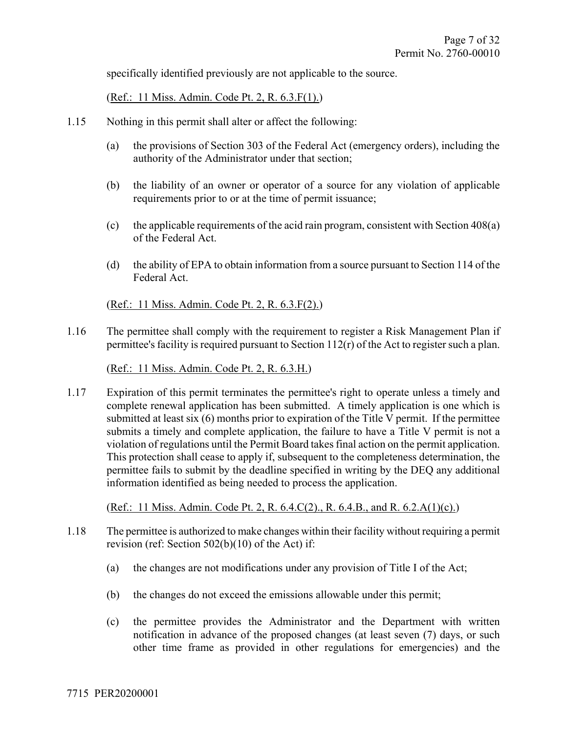specifically identified previously are not applicable to the source.

(Ref.: 11 Miss. Admin. Code Pt. 2, R. 6.3.F(1).)

1.15 Nothing in this permit shall alter or affect the following:

(a) the provisions of Section 303 of the Federal Act (emergency orders), including the authority of the Administrator under that section;

(b) the liability of an owner or operator of a source for any violation of applicable requirements prior to or at the time of permit issuance;

(c) the applicable requirements of the acid rain program, consistent with Section 408(a) of the Federal Act.

(d) the ability of EPA to obtain information from a source pursuant to Section 114 of the Federal Act.

(Ref.: 11 Miss. Admin. Code Pt. 2, R. 6.3.F(2).)

1.16 The permittee shall comply with the requirement to register a Risk Management Plan if permittee's facility is required pursuant to Section 112(r) of the Act to register such a plan.

(Ref.: 11 Miss. Admin. Code Pt. 2, R. 6.3.H.)

1.17 Expiration of this permit terminates the permittee's right to operate unless a timely and complete renewal application has been submitted. A timely application is one which is submitted at least six (6) months prior to expiration of the Title V permit. If the permittee submits a timely and complete application, the failure to have a Title V permit is not a violation of regulations until the Permit Board takes final action on the permit application. This protection shall cease to apply if, subsequent to the completeness determination, the permittee fails to submit by the deadline specified in writing by the DEQ any additional information identified as being needed to process the application.

(Ref.: 11 Miss. Admin. Code Pt. 2, R. 6.4.C(2)., R. 6.4.B., and R. 6.2.A(1)(c).)

1.18 The permittee is authorized to make changes within their facility without requiring a permit revision (ref: Section 502(b)(10) of the Act) if:

(a) the changes are not modifications under any provision of Title I of the Act;

(b) the changes do not exceed the emissions allowable under this permit;

(c) the permittee provides the Administrator and the Department with written notification in advance of the proposed changes (at least seven (7) days, or such other time frame as provided in other regulations for emergencies) and the

7715 PER20200001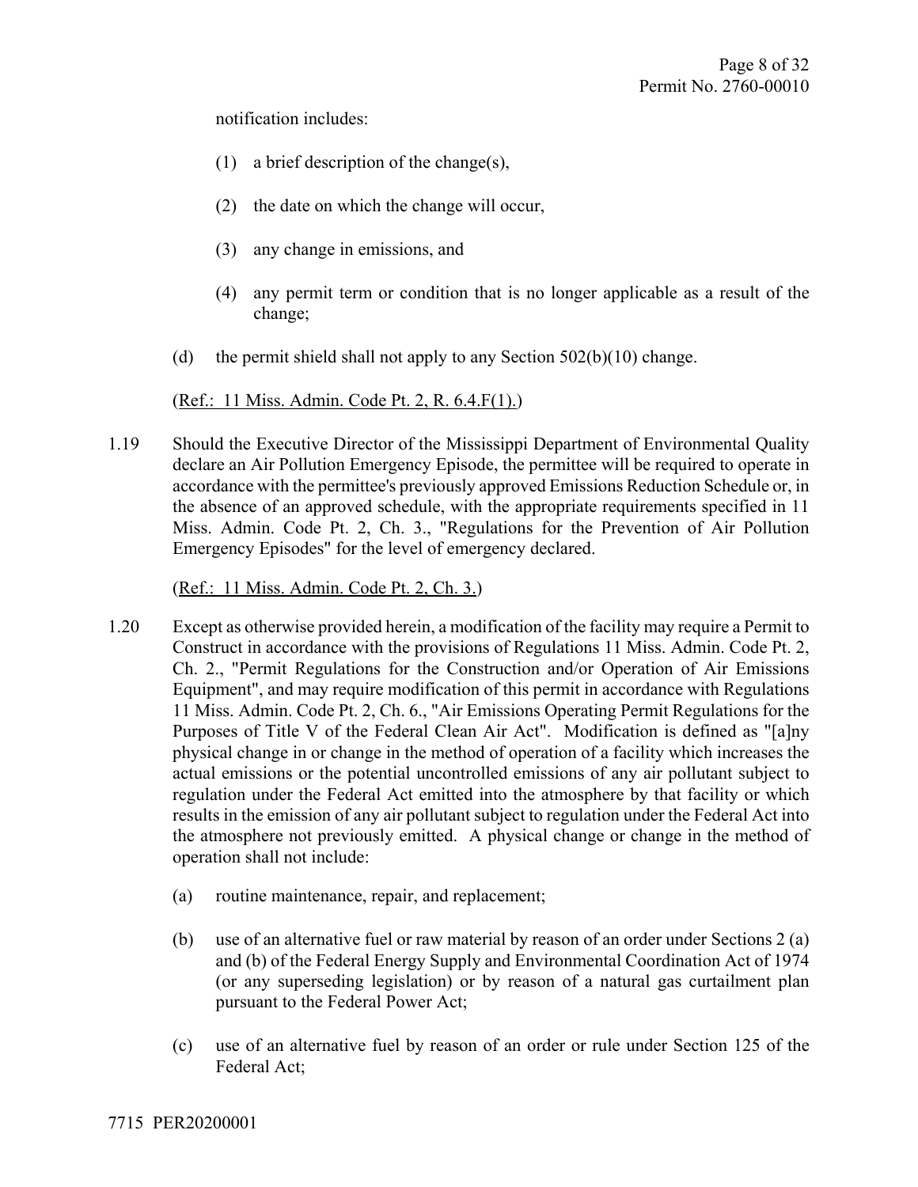notification includes:

(1) a brief description of the change(s),

(2) the date on which the change will occur,

(3) any change in emissions, and

(4) any permit term or condition that is no longer applicable as a result of the change;

(d) the permit shield shall not apply to any Section 502(b)(10) change.

(Ref.: 11 Miss. Admin. Code Pt. 2, R. 6.4.F(1).)

1.19 Should the Executive Director of the Mississippi Department of Environmental Quality declare an Air Pollution Emergency Episode, the permittee will be required to operate in accordance with the permittee's previously approved Emissions Reduction Schedule or, in the absence of an approved schedule, with the appropriate requirements specified in 11 Miss. Admin. Code Pt. 2, Ch. 3., "Regulations for the Prevention of Air Pollution Emergency Episodes" for the level of emergency declared.

(Ref.: 11 Miss. Admin. Code Pt. 2, Ch. 3.)

1.20 Except as otherwise provided herein, a modification of the facility may require a Permit to Construct in accordance with the provisions of Regulations 11 Miss. Admin. Code Pt. 2, Ch. 2., "Permit Regulations for the Construction and/or Operation of Air Emissions Equipment", and may require modification of this permit in accordance with Regulations 11 Miss. Admin. Code Pt. 2, Ch. 6., "Air Emissions Operating Permit Regulations for the Purposes of Title V of the Federal Clean Air Act". Modification is defined as "[a]ny physical change in or change in the method of operation of a facility which increases the actual emissions or the potential uncontrolled emissions of any air pollutant subject to regulation under the Federal Act emitted into the atmosphere by that facility or which results in the emission of any air pollutant subject to regulation under the Federal Act into the atmosphere not previously emitted. A physical change or change in the method of operation shall not include:

(a) routine maintenance, repair, and replacement;

(b) use of an alternative fuel or raw material by reason of an order under Sections 2 (a) and (b) of the Federal Energy Supply and Environmental Coordination Act of 1974 (or any superseding legislation) or by reason of a natural gas curtailment plan pursuant to the Federal Power Act;

(c) use of an alternative fuel by reason of an order or rule under Section 125 of the Federal Act;

7715 PER20200001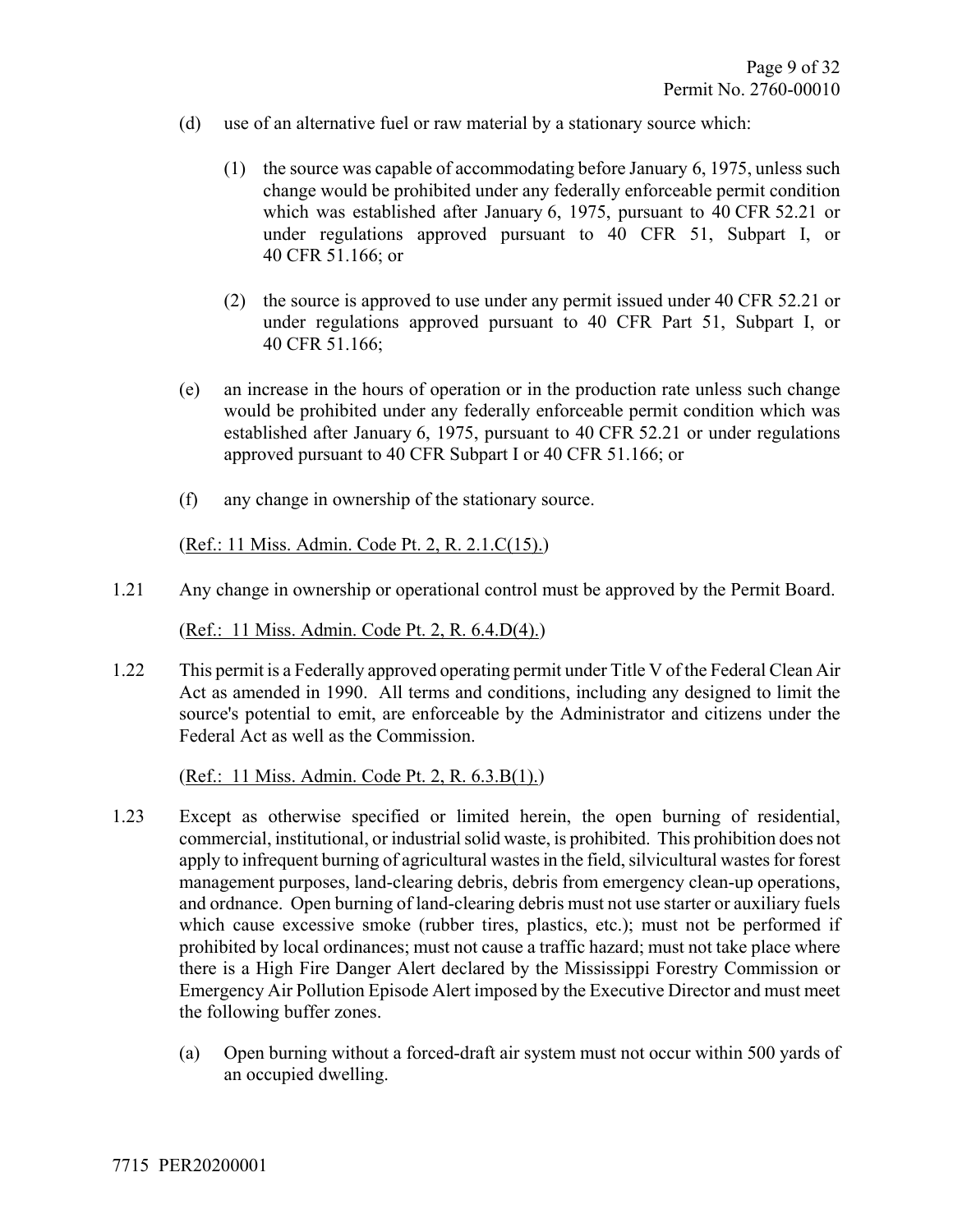(d) use of an alternative fuel or raw material by a stationary source which:

   (1) the source was capable of accommodating before January 6, 1975, unless such change would be prohibited under any federally enforceable permit condition which was established after January 6, 1975, pursuant to 40 CFR 52.21 or under regulations approved pursuant to 40 CFR 51, Subpart I, or 40 CFR 51.166; or

   (2) the source is approved to use under any permit issued under 40 CFR 52.21 or under regulations approved pursuant to 40 CFR Part 51, Subpart I, or 40 CFR 51.166;

(e) an increase in the hours of operation or in the production rate unless such change would be prohibited under any federally enforceable permit condition which was established after January 6, 1975, pursuant to 40 CFR 52.21 or under regulations approved pursuant to 40 CFR Subpart I or 40 CFR 51.166; or

(f) any change in ownership of the stationary source.

(Ref.: 11 Miss. Admin. Code Pt. 2, R. 2.1.C(15).)

1.21 Any change in ownership or operational control must be approved by the Permit Board.

(Ref.: 11 Miss. Admin. Code Pt. 2, R. 6.4.D(4).)

1.22 This permit is a Federally approved operating permit under Title V of the Federal Clean Air Act as amended in 1990. All terms and conditions, including any designed to limit the source's potential to emit, are enforceable by the Administrator and citizens under the Federal Act as well as the Commission.

(Ref.: 11 Miss. Admin. Code Pt. 2, R. 6.3.B(1).)

1.23 Except as otherwise specified or limited herein, the open burning of residential, commercial, institutional, or industrial solid waste, is prohibited. This prohibition does not apply to infrequent burning of agricultural wastes in the field, silvicultural wastes for forest management purposes, land-clearing debris, debris from emergency clean-up operations, and ordnance. Open burning of land-clearing debris must not use starter or auxiliary fuels which cause excessive smoke (rubber tires, plastics, etc.); must not be performed if prohibited by local ordinances; must not cause a traffic hazard; must not take place where there is a High Fire Danger Alert declared by the Mississippi Forestry Commission or Emergency Air Pollution Episode Alert imposed by the Executive Director and must meet the following buffer zones.

(a) Open burning without a forced-draft air system must not occur within 500 yards of an occupied dwelling.

7715 PER20200001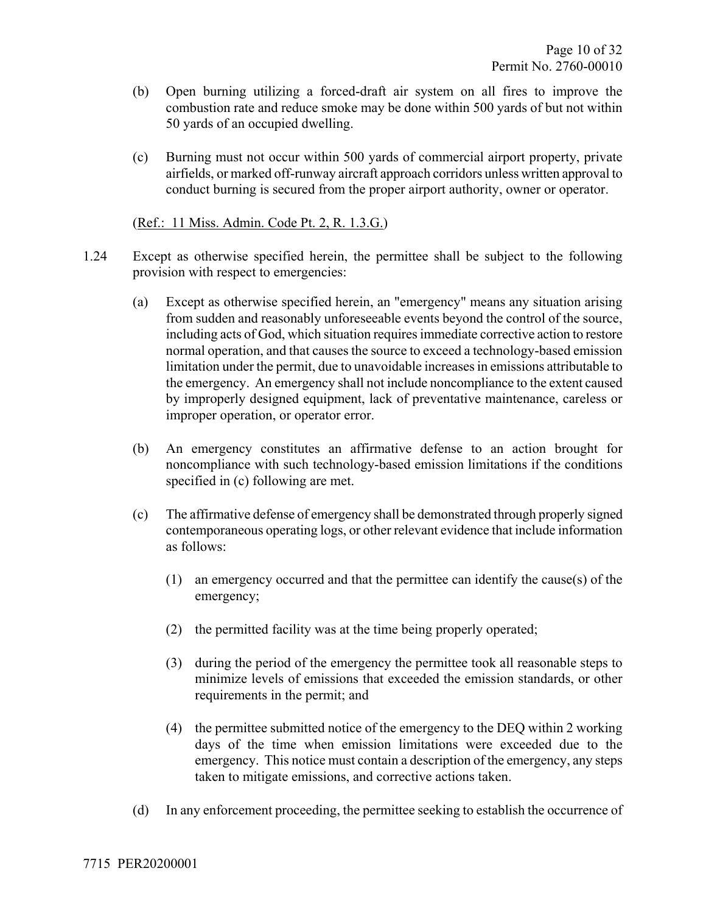(b) Open burning utilizing a forced-draft air system on all fires to improve the combustion rate and reduce smoke may be done within 500 yards of but not within 50 yards of an occupied dwelling.

(c) Burning must not occur within 500 yards of commercial airport property, private airfields, or marked off-runway aircraft approach corridors unless written approval to conduct burning is secured from the proper airport authority, owner or operator.

(Ref.: 11 Miss. Admin. Code Pt. 2, R. 1.3.G.)

1.24 Except as otherwise specified herein, the permittee shall be subject to the following provision with respect to emergencies:

(a) Except as otherwise specified herein, an "emergency" means any situation arising from sudden and reasonably unforeseeable events beyond the control of the source, including acts of God, which situation requires immediate corrective action to restore normal operation, and that causes the source to exceed a technology-based emission limitation under the permit, due to unavoidable increases in emissions attributable to the emergency. An emergency shall not include noncompliance to the extent caused by improperly designed equipment, lack of preventative maintenance, careless or improper operation, or operator error.

(b) An emergency constitutes an affirmative defense to an action brought for noncompliance with such technology-based emission limitations if the conditions specified in (c) following are met.

(c) The affirmative defense of emergency shall be demonstrated through properly signed contemporaneous operating logs, or other relevant evidence that include information as follows:

(1) an emergency occurred and that the permittee can identify the cause(s) of the emergency;

(2) the permitted facility was at the time being properly operated;

(3) during the period of the emergency the permittee took all reasonable steps to minimize levels of emissions that exceeded the emission standards, or other requirements in the permit; and

(4) the permittee submitted notice of the emergency to the DEQ within 2 working days of the time when emission limitations were exceeded due to the emergency. This notice must contain a description of the emergency, any steps taken to mitigate emissions, and corrective actions taken.

(d) In any enforcement proceeding, the permittee seeking to establish the occurrence of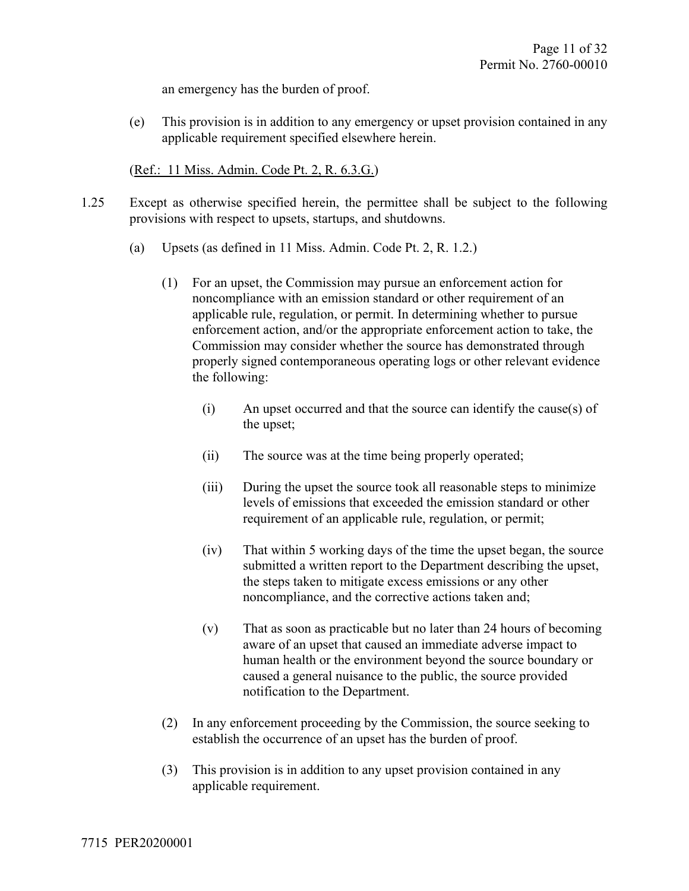an emergency has the burden of proof.

(e) This provision is in addition to any emergency or upset provision contained in any applicable requirement specified elsewhere herein.

(Ref.: 11 Miss. Admin. Code Pt. 2, R. 6.3.G.)

1.25 Except as otherwise specified herein, the permittee shall be subject to the following provisions with respect to upsets, startups, and shutdowns.

(a) Upsets (as defined in 11 Miss. Admin. Code Pt. 2, R. 1.2.)

(1) For an upset, the Commission may pursue an enforcement action for noncompliance with an emission standard or other requirement of an applicable rule, regulation, or permit. In determining whether to pursue enforcement action, and/or the appropriate enforcement action to take, the Commission may consider whether the source has demonstrated through properly signed contemporaneous operating logs or other relevant evidence the following:

(i) An upset occurred and that the source can identify the cause(s) of the upset;

(ii) The source was at the time being properly operated;

(iii) During the upset the source took all reasonable steps to minimize levels of emissions that exceeded the emission standard or other requirement of an applicable rule, regulation, or permit;

(iv) That within 5 working days of the time the upset began, the source submitted a written report to the Department describing the upset, the steps taken to mitigate excess emissions or any other noncompliance, and the corrective actions taken and;

(v) That as soon as practicable but no later than 24 hours of becoming aware of an upset that caused an immediate adverse impact to human health or the environment beyond the source boundary or caused a general nuisance to the public, the source provided notification to the Department.

(2) In any enforcement proceeding by the Commission, the source seeking to establish the occurrence of an upset has the burden of proof.

(3) This provision is in addition to any upset provision contained in any applicable requirement.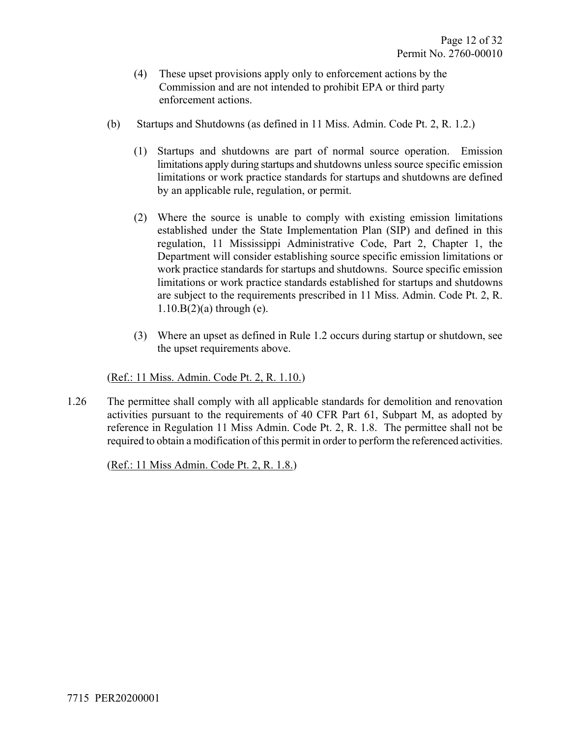(4) These upset provisions apply only to enforcement actions by the Commission and are not intended to prohibit EPA or third party enforcement actions.

(b) Startups and Shutdowns (as defined in 11 Miss. Admin. Code Pt. 2, R. 1.2.)

(1) Startups and shutdowns are part of normal source operation. Emission limitations apply during startups and shutdowns unless source specific emission limitations or work practice standards for startups and shutdowns are defined by an applicable rule, regulation, or permit.

(2) Where the source is unable to comply with existing emission limitations established under the State Implementation Plan (SIP) and defined in this regulation, 11 Mississippi Administrative Code, Part 2, Chapter 1, the Department will consider establishing source specific emission limitations or work practice standards for startups and shutdowns. Source specific emission limitations or work practice standards established for startups and shutdowns are subject to the requirements prescribed in 11 Miss. Admin. Code Pt. 2, R. 1.10.B(2)(a) through (e).

(3) Where an upset as defined in Rule 1.2 occurs during startup or shutdown, see the upset requirements above.

(Ref.: 11 Miss. Admin. Code Pt. 2, R. 1.10.)

1.26 The permittee shall comply with all applicable standards for demolition and renovation activities pursuant to the requirements of 40 CFR Part 61, Subpart M, as adopted by reference in Regulation 11 Miss Admin. Code Pt. 2, R. 1.8. The permittee shall not be required to obtain a modification of this permit in order to perform the referenced activities.

(Ref.: 11 Miss Admin. Code Pt. 2, R. 1.8.)

7715 PER20200001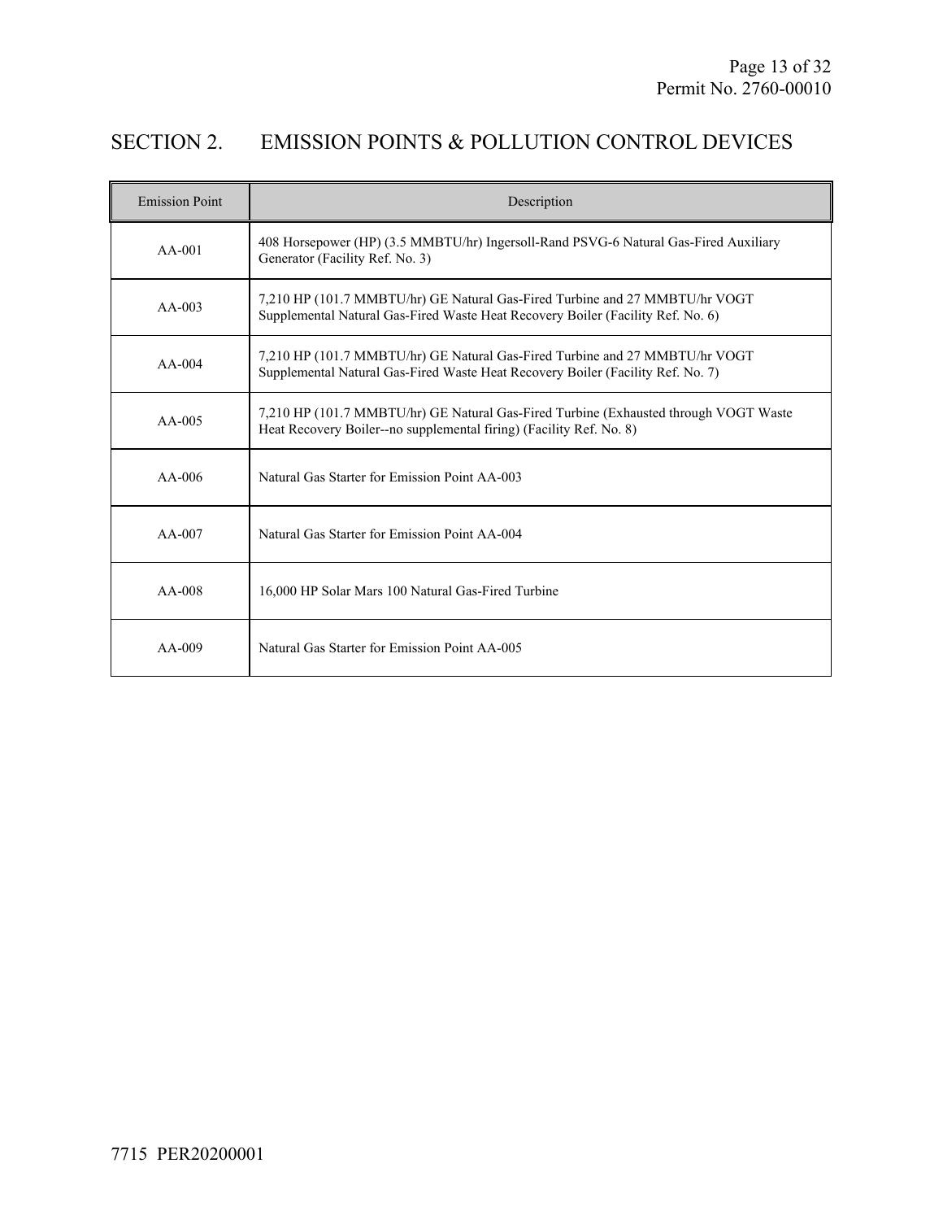## SECTION 2. EMISSION POINTS & POLLUTION CONTROL DEVICES

| Emission Point | Description |
|---|---|
| AA-001 | 408 Horsepower (HP) (3.5 MMBTU/hr) Ingersoll-Rand PSVG-6 Natural Gas-Fired Auxiliary Generator (Facility Ref. No. 3) |
| AA-003 | 7,210 HP (101.7 MMBTU/hr) GE Natural Gas-Fired Turbine and 27 MMBTU/hr VOGT Supplemental Natural Gas-Fired Waste Heat Recovery Boiler (Facility Ref. No. 6) |
| AA-004 | 7,210 HP (101.7 MMBTU/hr) GE Natural Gas-Fired Turbine and 27 MMBTU/hr VOGT Supplemental Natural Gas-Fired Waste Heat Recovery Boiler (Facility Ref. No. 7) |
| AA-005 | 7,210 HP (101.7 MMBTU/hr) GE Natural Gas-Fired Turbine (Exhausted through VOGT Waste Heat Recovery Boiler--no supplemental firing) (Facility Ref. No. 8) |
| AA-006 | Natural Gas Starter for Emission Point AA-003 |
| AA-007 | Natural Gas Starter for Emission Point AA-004 |
| AA-008 | 16,000 HP Solar Mars 100 Natural Gas-Fired Turbine |
| AA-009 | Natural Gas Starter for Emission Point AA-005 |

7715 PER20200001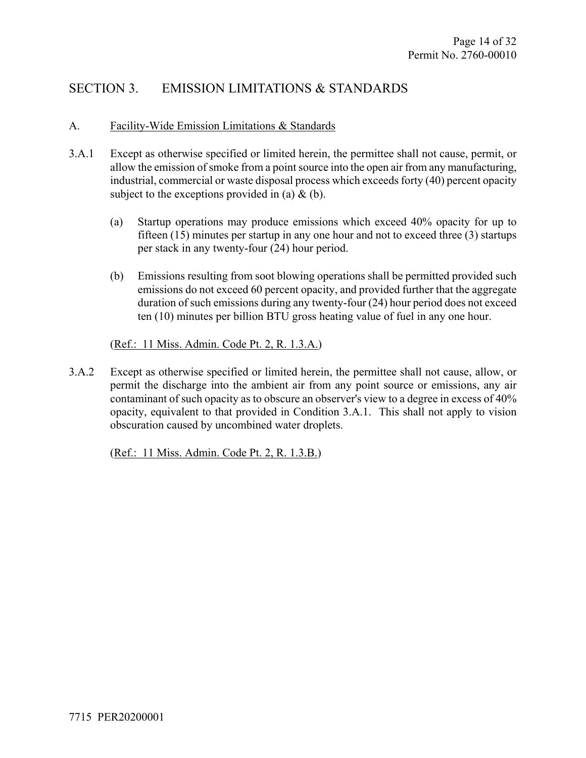# SECTION 3. EMISSION LIMITATIONS & STANDARDS

## A. Facility-Wide Emission Limitations & Standards

3.A.1 Except as otherwise specified or limited herein, the permittee shall not cause, permit, or allow the emission of smoke from a point source into the open air from any manufacturing, industrial, commercial or waste disposal process which exceeds forty (40) percent opacity subject to the exceptions provided in (a) & (b).

(a) Startup operations may produce emissions which exceed 40% opacity for up to fifteen (15) minutes per startup in any one hour and not to exceed three (3) startups per stack in any twenty-four (24) hour period.

(b) Emissions resulting from soot blowing operations shall be permitted provided such emissions do not exceed 60 percent opacity, and provided further that the aggregate duration of such emissions during any twenty-four (24) hour period does not exceed ten (10) minutes per billion BTU gross heating value of fuel in any one hour.

(Ref.: 11 Miss. Admin. Code Pt. 2, R. 1.3.A.)

3.A.2 Except as otherwise specified or limited herein, the permittee shall not cause, allow, or permit the discharge into the ambient air from any point source or emissions, any air contaminant of such opacity as to obscure an observer's view to a degree in excess of 40% opacity, equivalent to that provided in Condition 3.A.1. This shall not apply to vision obscuration caused by uncombined water droplets.

(Ref.: 11 Miss. Admin. Code Pt. 2, R. 1.3.B.)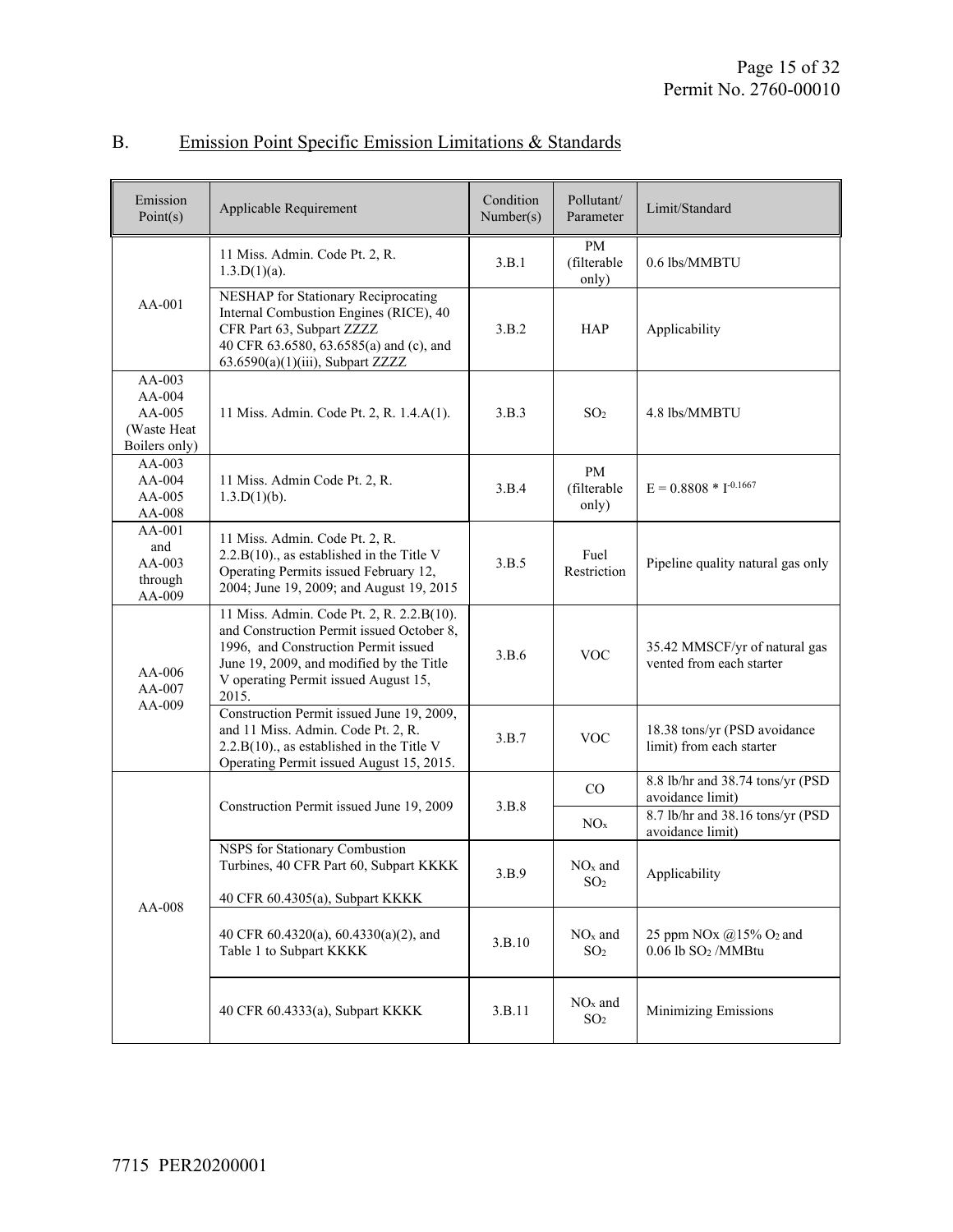## B. Emission Point Specific Emission Limitations & Standards

| Emission Point(s) | Applicable Requirement | Condition Number(s) | Pollutant/ Parameter | Limit/Standard |
|---|---|---|---|---|
| AA-001 | 11 Miss. Admin. Code Pt. 2, R. 1.3.D(1)(a). | 3.B.1 | PM (filterable only) | 0.6 lbs/MMBTU |
| | NESHAP for Stationary Reciprocating Internal Combustion Engines (RICE), 40 CFR Part 63, Subpart ZZZZ<br>40 CFR 63.6580, 63.6585(a) and (c), and 63.6590(a)(1)(iii), Subpart ZZZZ | 3.B.2 | HAP | Applicability |
| AA-003<br>AA-004<br>AA-005<br>(Waste Heat Boilers only) | 11 Miss. Admin. Code Pt. 2, R. 1.4.A(1). | 3.B.3 | $SO_2$ | 4.8 lbs/MMBTU |
| AA-003<br>AA-004<br>AA-005<br>AA-008 | 11 Miss. Admin Code Pt. 2, R. 1.3.D(1)(b). | 3.B.4 | PM (filterable only) | $E = 0.8808 * I^{-0.1667}$ |
| AA-001 and AA-003 through AA-009 | 11 Miss. Admin. Code Pt. 2, R. 2.2.B(10)., as established in the Title V Operating Permits issued February 12, 2004; June 19, 2009; and August 19, 2015 | 3.B.5 | Fuel Restriction | Pipeline quality natural gas only |
| AA-006<br>AA-007<br>AA-009 | 11 Miss. Admin. Code Pt. 2, R. 2.2.B(10). and Construction Permit issued October 8, 1996, and Construction Permit issued June 19, 2009, and modified by the Title V operating Permit issued August 15, 2015. | 3.B.6 | VOC | 35.42 MMSCF/yr of natural gas vented from each starter |
| | Construction Permit issued June 19, 2009, and 11 Miss. Admin. Code Pt. 2, R. 2.2.B(10)., as established in the Title V Operating Permit issued August 15, 2015. | 3.B.7 | VOC | 18.38 tons/yr (PSD avoidance limit) from each starter |
| AA-008 | Construction Permit issued June 19, 2009 | 3.B.8 | CO | 8.8 lb/hr and 38.74 tons/yr (PSD avoidance limit) |
| | | | $NO_x$ | 8.7 lb/hr and 38.16 tons/yr (PSD avoidance limit) |
| | NSPS for Stationary Combustion Turbines, 40 CFR Part 60, Subpart KKKK<br>40 CFR 60.4305(a), Subpart KKKK | 3.B.9 | $NO_x$ and $SO_2$ | Applicability |
| | 40 CFR 60.4320(a), 60.4330(a)(2), and Table 1 to Subpart KKKK | 3.B.10 | $NO_x$ and $SO_2$ | 25 ppm NOx @15% $O_2$ and 0.06 lb $SO_2$ /MMBtu |
| | 40 CFR 60.4333(a), Subpart KKKK | 3.B.11 | $NO_x$ and $SO_2$ | Minimizing Emissions |

7715 PER20200001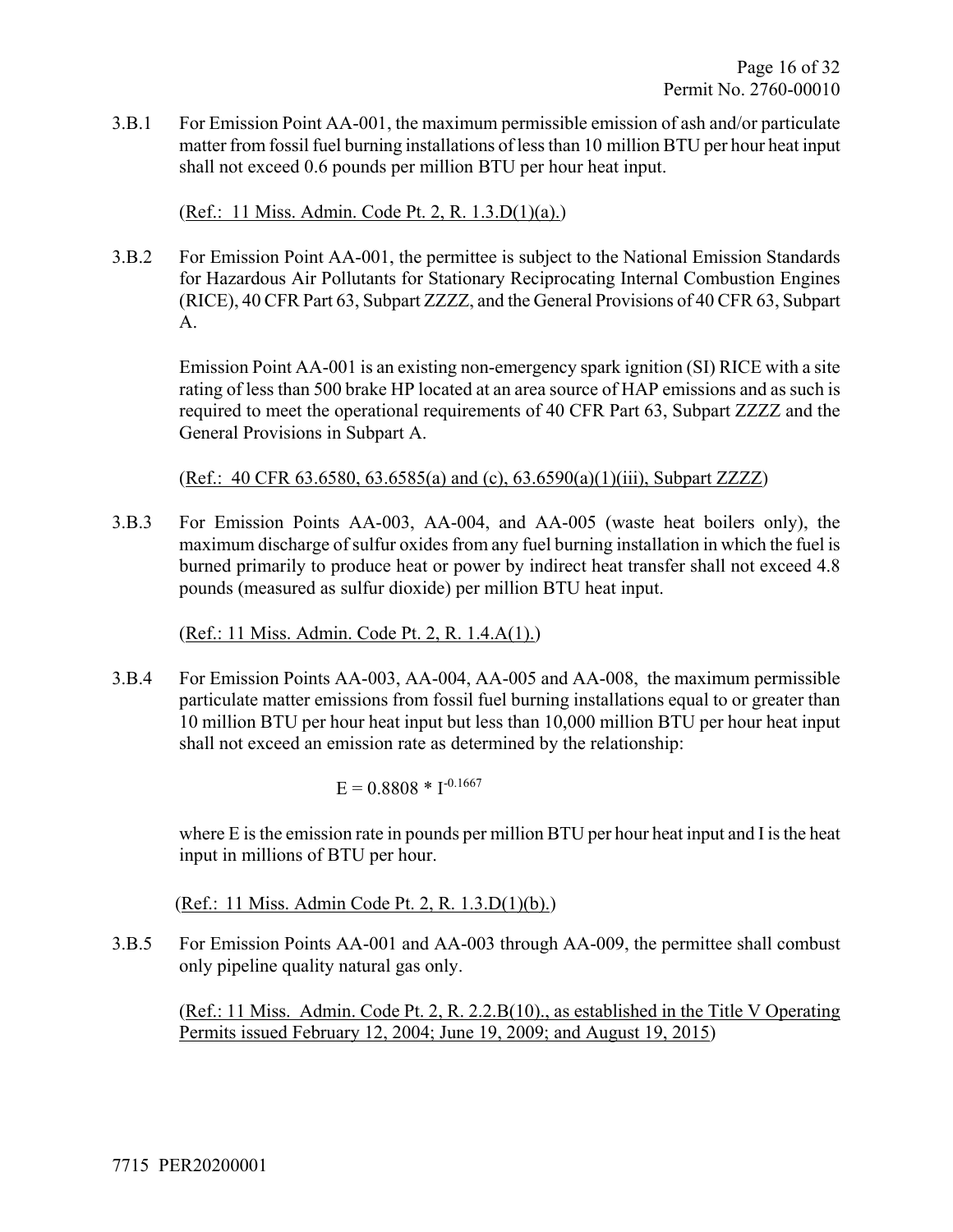3.B.1 For Emission Point AA-001, the maximum permissible emission of ash and/or particulate matter from fossil fuel burning installations of less than 10 million BTU per hour heat input shall not exceed 0.6 pounds per million BTU per hour heat input.

(Ref.: 11 Miss. Admin. Code Pt. 2, R. 1.3.D(1)(a).)

3.B.2 For Emission Point AA-001, the permittee is subject to the National Emission Standards for Hazardous Air Pollutants for Stationary Reciprocating Internal Combustion Engines (RICE), 40 CFR Part 63, Subpart ZZZZ, and the General Provisions of 40 CFR 63, Subpart A.

Emission Point AA-001 is an existing non-emergency spark ignition (SI) RICE with a site rating of less than 500 brake HP located at an area source of HAP emissions and as such is required to meet the operational requirements of 40 CFR Part 63, Subpart ZZZZ and the General Provisions in Subpart A.

(Ref.: 40 CFR 63.6580, 63.6585(a) and (c), 63.6590(a)(1)(iii), Subpart ZZZZ)

3.B.3 For Emission Points AA-003, AA-004, and AA-005 (waste heat boilers only), the maximum discharge of sulfur oxides from any fuel burning installation in which the fuel is burned primarily to produce heat or power by indirect heat transfer shall not exceed 4.8 pounds (measured as sulfur dioxide) per million BTU heat input.

(Ref.: 11 Miss. Admin. Code Pt. 2, R. 1.4.A(1).)

3.B.4 For Emission Points AA-003, AA-004, AA-005 and AA-008, the maximum permissible particulate matter emissions from fossil fuel burning installations equal to or greater than 10 million BTU per hour heat input but less than 10,000 million BTU per hour heat input shall not exceed an emission rate as determined by the relationship:

$$E = 0.8808 * I^{-0.1667}$$

where E is the emission rate in pounds per million BTU per hour heat input and I is the heat input in millions of BTU per hour.

(Ref.: 11 Miss. Admin Code Pt. 2, R. 1.3.D(1)(b).)

3.B.5 For Emission Points AA-001 and AA-003 through AA-009, the permittee shall combust only pipeline quality natural gas only.

(Ref.: 11 Miss. Admin. Code Pt. 2, R. 2.2.B(10)., as established in the Title V Operating Permits issued February 12, 2004; June 19, 2009; and August 19, 2015)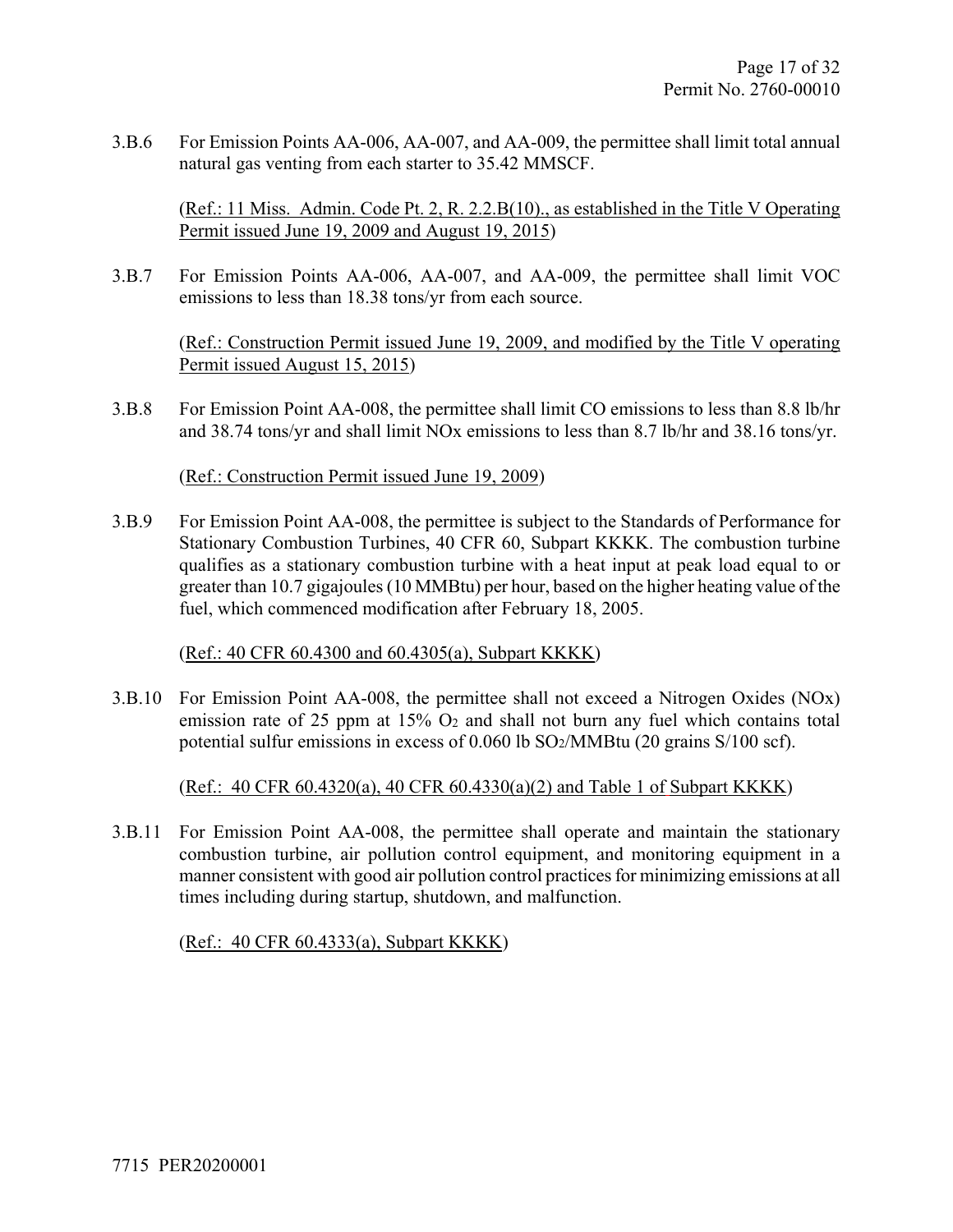3.B.6 For Emission Points AA-006, AA-007, and AA-009, the permittee shall limit total annual natural gas venting from each starter to 35.42 MMSCF.

(Ref.: 11 Miss. Admin. Code Pt. 2, R. 2.2.B(10)., as established in the Title V Operating Permit issued June 19, 2009 and August 19, 2015)

3.B.7 For Emission Points AA-006, AA-007, and AA-009, the permittee shall limit VOC emissions to less than 18.38 tons/yr from each source.

(Ref.: Construction Permit issued June 19, 2009, and modified by the Title V operating Permit issued August 15, 2015)

3.B.8 For Emission Point AA-008, the permittee shall limit CO emissions to less than 8.8 lb/hr and 38.74 tons/yr and shall limit NOx emissions to less than 8.7 lb/hr and 38.16 tons/yr.

(Ref.: Construction Permit issued June 19, 2009)

3.B.9 For Emission Point AA-008, the permittee is subject to the Standards of Performance for Stationary Combustion Turbines, 40 CFR 60, Subpart KKKK. The combustion turbine qualifies as a stationary combustion turbine with a heat input at peak load equal to or greater than 10.7 gigajoules (10 MMBtu) per hour, based on the higher heating value of the fuel, which commenced modification after February 18, 2005.

(Ref.: 40 CFR 60.4300 and 60.4305(a), Subpart KKKK)

3.B.10 For Emission Point AA-008, the permittee shall not exceed a Nitrogen Oxides (NOx) emission rate of 25 ppm at 15% $O_2$ and shall not burn any fuel which contains total potential sulfur emissions in excess of 0.060 lb $SO_2$/MMBtu (20 grains S/100 scf).

(Ref.: 40 CFR 60.4320(a), 40 CFR 60.4330(a)(2) and Table 1 of Subpart KKKK)

3.B.11 For Emission Point AA-008, the permittee shall operate and maintain the stationary combustion turbine, air pollution control equipment, and monitoring equipment in a manner consistent with good air pollution control practices for minimizing emissions at all times including during startup, shutdown, and malfunction.

(Ref.: 40 CFR 60.4333(a), Subpart KKKK)

7715 PER20200001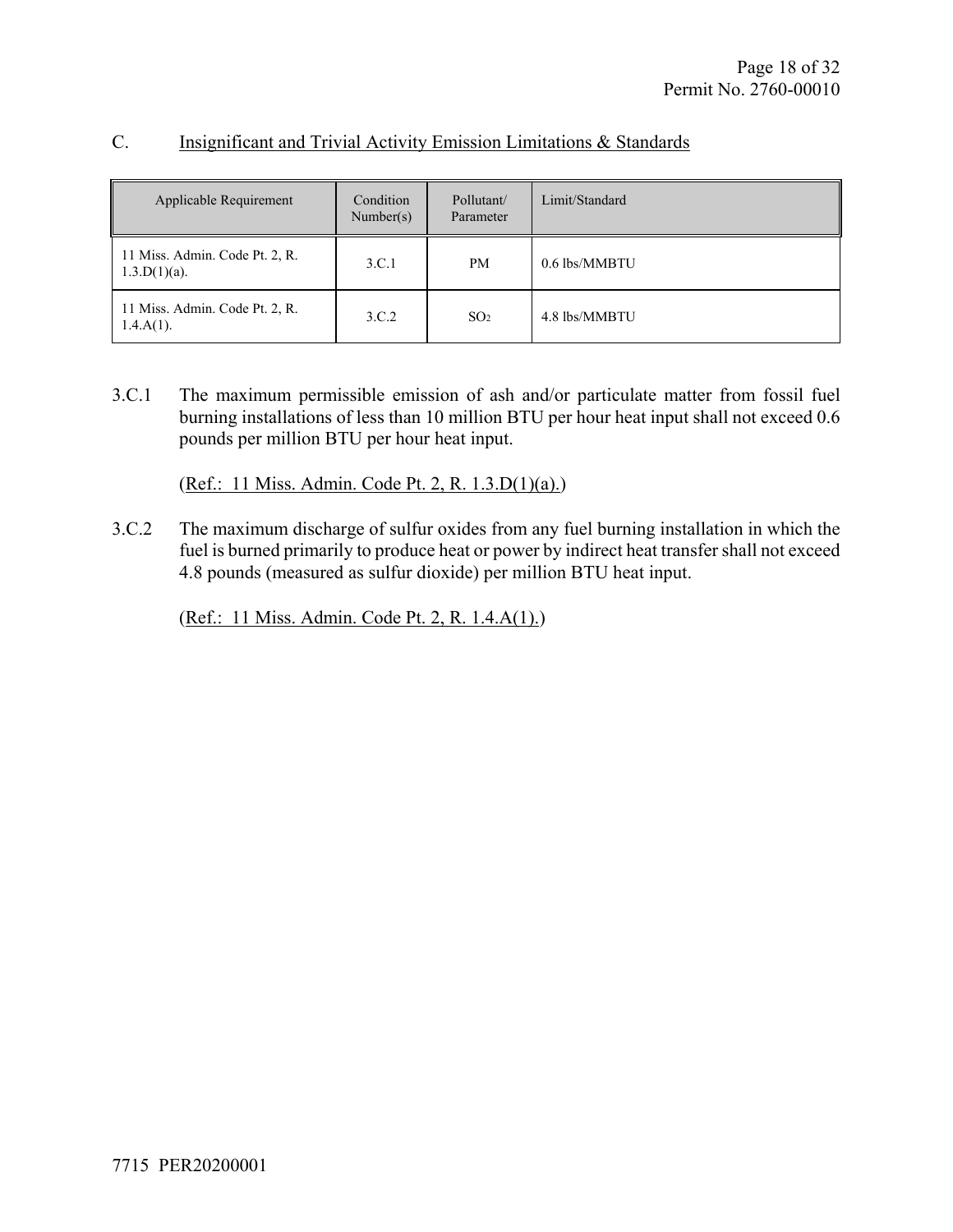## C. Insignificant and Trivial Activity Emission Limitations & Standards

| Applicable Requirement | Condition Number(s) | Pollutant/ Parameter | Limit/Standard |
|---|---|---|---|
| 11 Miss. Admin. Code Pt. 2, R. 1.3.D(1)(a). | 3.C.1 | PM | 0.6 lbs/MMBTU |
| 11 Miss. Admin. Code Pt. 2, R. 1.4.A(1). | 3.C.2 | $SO_2$ | 4.8 lbs/MMBTU |

3.C.1 The maximum permissible emission of ash and/or particulate matter from fossil fuel burning installations of less than 10 million BTU per hour heat input shall not exceed 0.6 pounds per million BTU per hour heat input.

(Ref.: 11 Miss. Admin. Code Pt. 2, R. 1.3.D(1)(a).)

3.C.2 The maximum discharge of sulfur oxides from any fuel burning installation in which the fuel is burned primarily to produce heat or power by indirect heat transfer shall not exceed 4.8 pounds (measured as sulfur dioxide) per million BTU heat input.

(Ref.: 11 Miss. Admin. Code Pt. 2, R. 1.4.A(1).)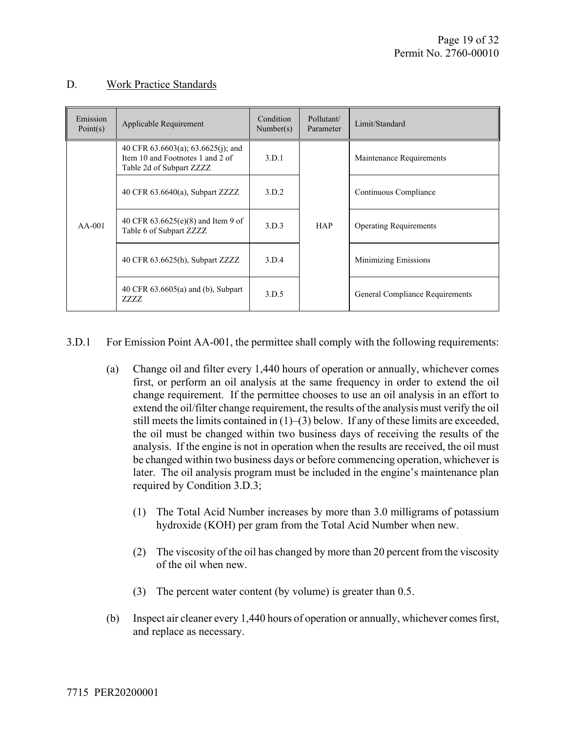## D. Work Practice Standards

| Emission Point(s) | Applicable Requirement | Condition Number(s) | Pollutant/ Parameter | Limit/Standard |
|---|---|---|---|---|
| AA-001 | 40 CFR 63.6603(a); 63.6625(j); and Item 10 and Footnotes 1 and 2 of Table 2d of Subpart ZZZZ | 3.D.1 | HAP | Maintenance Requirements |
| | 40 CFR 63.6640(a), Subpart ZZZZ | 3.D.2 | | Continuous Compliance |
| | 40 CFR 63.6625(e)(8) and Item 9 of Table 6 of Subpart ZZZZ | 3.D.3 | | Operating Requirements |
| | 40 CFR 63.6625(h), Subpart ZZZZ | 3.D.4 | | Minimizing Emissions |
| | 40 CFR 63.6605(a) and (b), Subpart ZZZZ | 3.D.5 | | General Compliance Requirements |

3.D.1 For Emission Point AA-001, the permittee shall comply with the following requirements:

(a) Change oil and filter every 1,440 hours of operation or annually, whichever comes first, or perform an oil analysis at the same frequency in order to extend the oil change requirement. If the permittee chooses to use an oil analysis in an effort to extend the oil/filter change requirement, the results of the analysis must verify the oil still meets the limits contained in (1)–(3) below. If any of these limits are exceeded, the oil must be changed within two business days of receiving the results of the analysis. If the engine is not in operation when the results are received, the oil must be changed within two business days or before commencing operation, whichever is later. The oil analysis program must be included in the engine's maintenance plan required by Condition 3.D.3;

(1) The Total Acid Number increases by more than 3.0 milligrams of potassium hydroxide (KOH) per gram from the Total Acid Number when new.

(2) The viscosity of the oil has changed by more than 20 percent from the viscosity of the oil when new.

(3) The percent water content (by volume) is greater than 0.5.

(b) Inspect air cleaner every 1,440 hours of operation or annually, whichever comes first, and replace as necessary.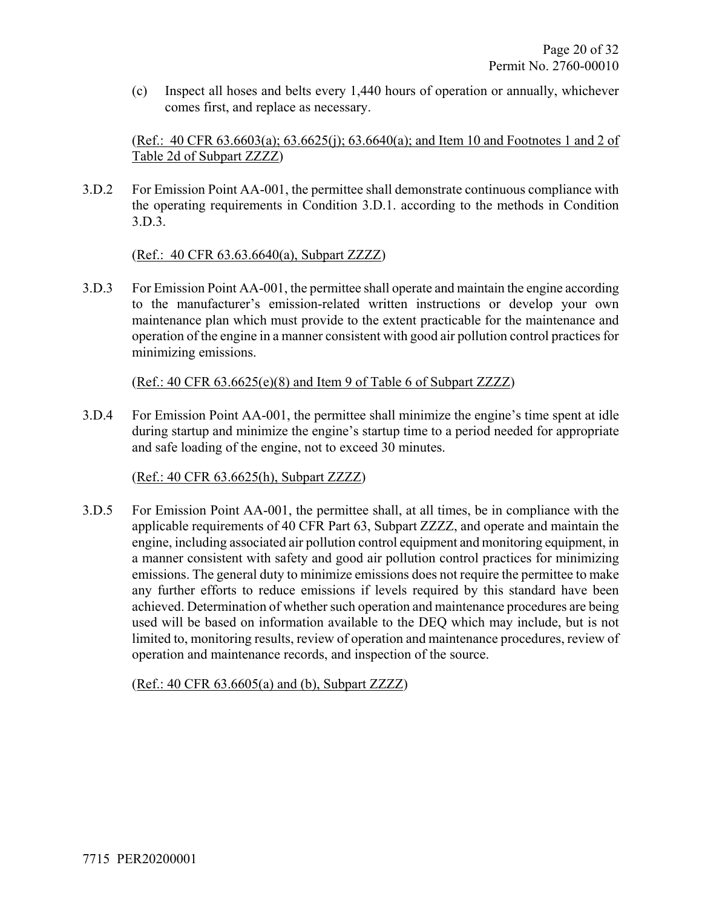(c) Inspect all hoses and belts every 1,440 hours of operation or annually, whichever comes first, and replace as necessary.

(Ref.: 40 CFR 63.6603(a); 63.6625(j); 63.6640(a); and Item 10 and Footnotes 1 and 2 of Table 2d of Subpart ZZZZ)

3.D.2 For Emission Point AA-001, the permittee shall demonstrate continuous compliance with the operating requirements in Condition 3.D.1. according to the methods in Condition 3.D.3.

(Ref.: 40 CFR 63.63.6640(a), Subpart ZZZZ)

3.D.3 For Emission Point AA-001, the permittee shall operate and maintain the engine according to the manufacturer's emission-related written instructions or develop your own maintenance plan which must provide to the extent practicable for the maintenance and operation of the engine in a manner consistent with good air pollution control practices for minimizing emissions.

(Ref.: 40 CFR 63.6625(e)(8) and Item 9 of Table 6 of Subpart ZZZZ)

3.D.4 For Emission Point AA-001, the permittee shall minimize the engine's time spent at idle during startup and minimize the engine's startup time to a period needed for appropriate and safe loading of the engine, not to exceed 30 minutes.

(Ref.: 40 CFR 63.6625(h), Subpart ZZZZ)

3.D.5 For Emission Point AA-001, the permittee shall, at all times, be in compliance with the applicable requirements of 40 CFR Part 63, Subpart ZZZZ, and operate and maintain the engine, including associated air pollution control equipment and monitoring equipment, in a manner consistent with safety and good air pollution control practices for minimizing emissions. The general duty to minimize emissions does not require the permittee to make any further efforts to reduce emissions if levels required by this standard have been achieved. Determination of whether such operation and maintenance procedures are being used will be based on information available to the DEQ which may include, but is not limited to, monitoring results, review of operation and maintenance procedures, review of operation and maintenance records, and inspection of the source.

(Ref.: 40 CFR 63.6605(a) and (b), Subpart ZZZZ)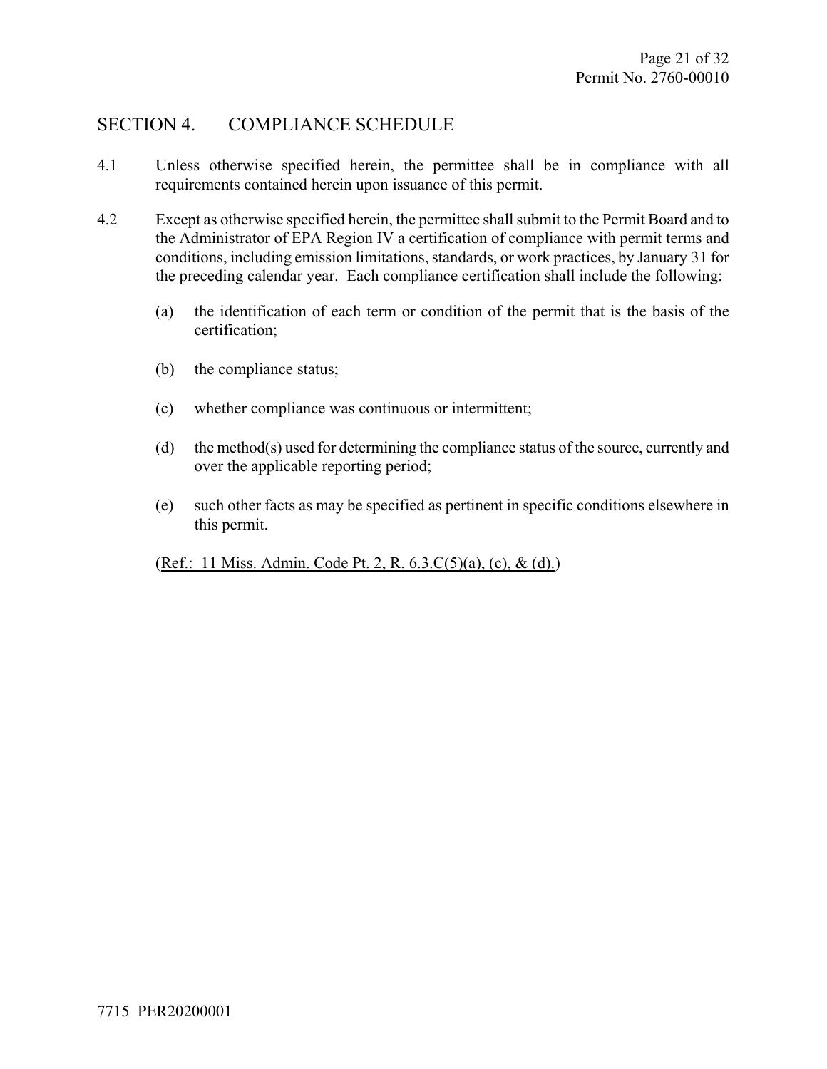## SECTION 4. COMPLIANCE SCHEDULE

4.1 Unless otherwise specified herein, the permittee shall be in compliance with all requirements contained herein upon issuance of this permit.

4.2 Except as otherwise specified herein, the permittee shall submit to the Permit Board and to the Administrator of EPA Region IV a certification of compliance with permit terms and conditions, including emission limitations, standards, or work practices, by January 31 for the preceding calendar year. Each compliance certification shall include the following:

(a) the identification of each term or condition of the permit that is the basis of the certification;

(b) the compliance status;

(c) whether compliance was continuous or intermittent;

(d) the method(s) used for determining the compliance status of the source, currently and over the applicable reporting period;

(e) such other facts as may be specified as pertinent in specific conditions elsewhere in this permit.

(Ref.: 11 Miss. Admin. Code Pt. 2, R. 6.3.C(5)(a), (c), & (d).)

7715 PER20200001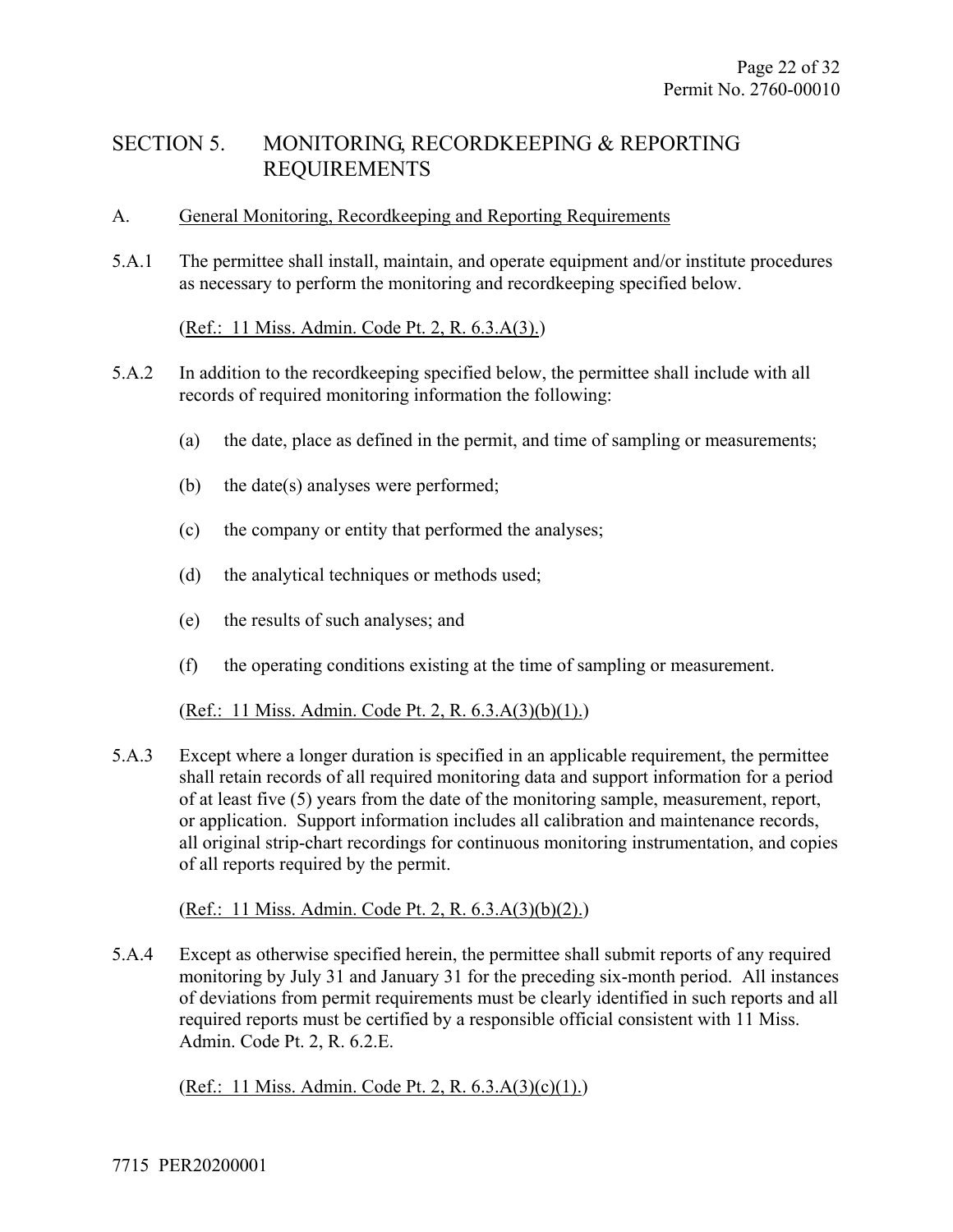# SECTION 5. MONITORING, RECORDKEEPING & REPORTING REQUIREMENTS

## A. General Monitoring, Recordkeeping and Reporting Requirements

5.A.1 The permittee shall install, maintain, and operate equipment and/or institute procedures as necessary to perform the monitoring and recordkeeping specified below.

(Ref.: 11 Miss. Admin. Code Pt. 2, R. 6.3.A(3).)

5.A.2 In addition to the recordkeeping specified below, the permittee shall include with all records of required monitoring information the following:

(a) the date, place as defined in the permit, and time of sampling or measurements;

(b) the date(s) analyses were performed;

(c) the company or entity that performed the analyses;

(d) the analytical techniques or methods used;

(e) the results of such analyses; and

(f) the operating conditions existing at the time of sampling or measurement.

(Ref.: 11 Miss. Admin. Code Pt. 2, R. 6.3.A(3)(b)(1).)

5.A.3 Except where a longer duration is specified in an applicable requirement, the permittee shall retain records of all required monitoring data and support information for a period of at least five (5) years from the date of the monitoring sample, measurement, report, or application. Support information includes all calibration and maintenance records, all original strip-chart recordings for continuous monitoring instrumentation, and copies of all reports required by the permit.

(Ref.: 11 Miss. Admin. Code Pt. 2, R. 6.3.A(3)(b)(2).)

5.A.4 Except as otherwise specified herein, the permittee shall submit reports of any required monitoring by July 31 and January 31 for the preceding six-month period. All instances of deviations from permit requirements must be clearly identified in such reports and all required reports must be certified by a responsible official consistent with 11 Miss. Admin. Code Pt. 2, R. 6.2.E.

(Ref.: 11 Miss. Admin. Code Pt. 2, R. 6.3.A(3)(c)(1).)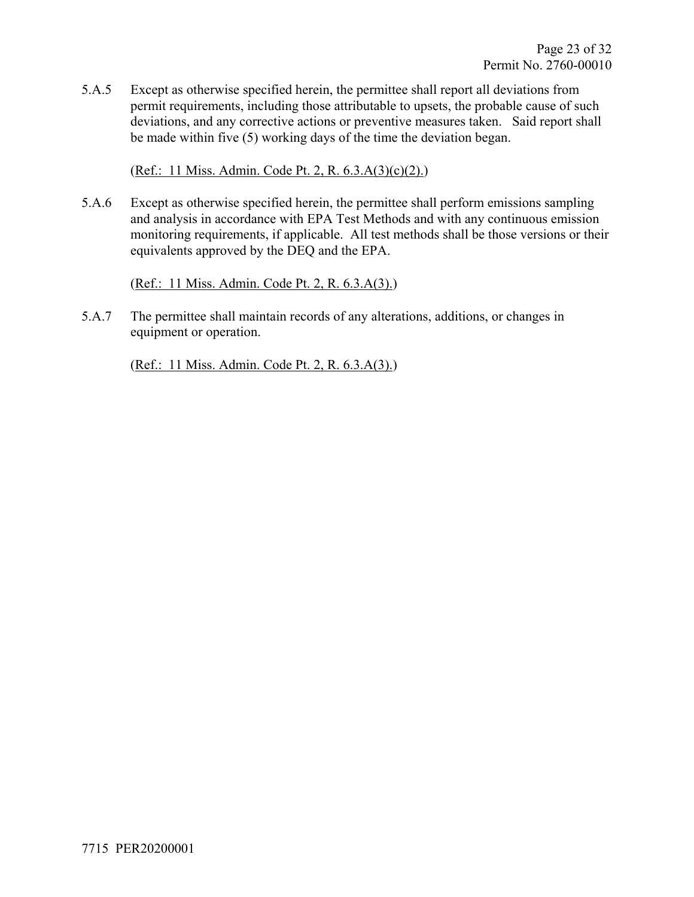5.A.5 Except as otherwise specified herein, the permittee shall report all deviations from permit requirements, including those attributable to upsets, the probable cause of such deviations, and any corrective actions or preventive measures taken. Said report shall be made within five (5) working days of the time the deviation began.

(Ref.: 11 Miss. Admin. Code Pt. 2, R. 6.3.A(3)(c)(2).)

5.A.6 Except as otherwise specified herein, the permittee shall perform emissions sampling and analysis in accordance with EPA Test Methods and with any continuous emission monitoring requirements, if applicable. All test methods shall be those versions or their equivalents approved by the DEQ and the EPA.

(Ref.: 11 Miss. Admin. Code Pt. 2, R. 6.3.A(3).)

5.A.7 The permittee shall maintain records of any alterations, additions, or changes in equipment or operation.

(Ref.: 11 Miss. Admin. Code Pt. 2, R. 6.3.A(3).)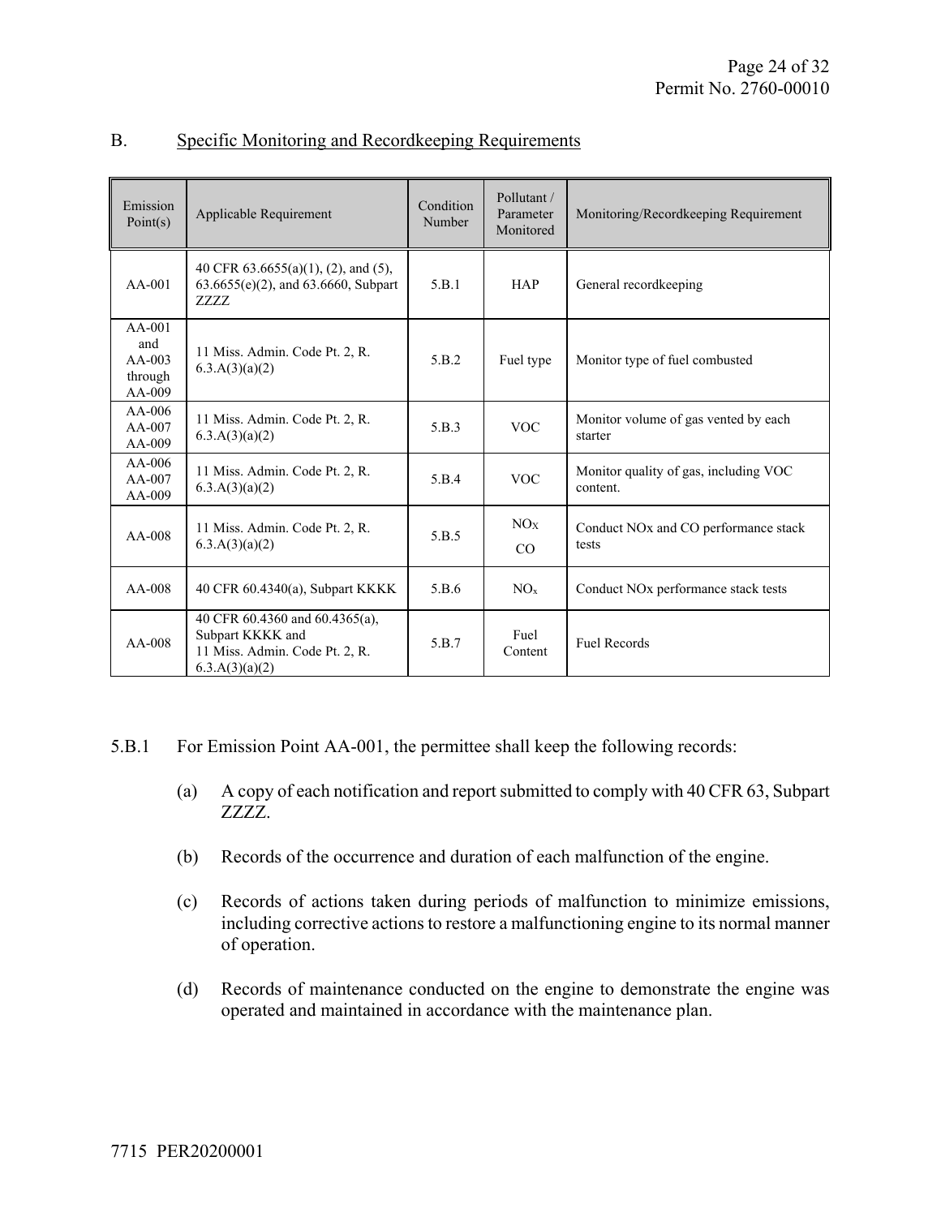## B. Specific Monitoring and Recordkeeping Requirements

| Emission Point(s) | Applicable Requirement | Condition Number | Pollutant / Parameter Monitored | Monitoring/Recordkeeping Requirement |
|---|---|---|---|---|
| AA-001 | 40 CFR 63.6655(a)(1), (2), and (5), 63.6655(e)(2), and 63.6660, Subpart ZZZZ | 5.B.1 | HAP | General recordkeeping |
| AA-001 and AA-003 through AA-009 | 11 Miss. Admin. Code Pt. 2, R. 6.3.A(3)(a)(2) | 5.B.2 | Fuel type | Monitor type of fuel combusted |
| AA-006 AA-007 AA-009 | 11 Miss. Admin. Code Pt. 2, R. 6.3.A(3)(a)(2) | 5.B.3 | VOC | Monitor volume of gas vented by each starter |
| AA-006 AA-007 AA-009 | 11 Miss. Admin. Code Pt. 2, R. 6.3.A(3)(a)(2) | 5.B.4 | VOC | Monitor quality of gas, including VOC content. |
| AA-008 | 11 Miss. Admin. Code Pt. 2, R. 6.3.A(3)(a)(2) | 5.B.5 | $NO_X$ CO | Conduct NOx and CO performance stack tests |
| AA-008 | 40 CFR 60.4340(a), Subpart KKKK | 5.B.6 | $NO_x$ | Conduct NOx performance stack tests |
| AA-008 | 40 CFR 60.4360 and 60.4365(a), Subpart KKKK and 11 Miss. Admin. Code Pt. 2, R. 6.3.A(3)(a)(2) | 5.B.7 | Fuel Content | Fuel Records |

5.B.1 For Emission Point AA-001, the permittee shall keep the following records:

(a) A copy of each notification and report submitted to comply with 40 CFR 63, Subpart ZZZZ.

(b) Records of the occurrence and duration of each malfunction of the engine.

(c) Records of actions taken during periods of malfunction to minimize emissions, including corrective actions to restore a malfunctioning engine to its normal manner of operation.

(d) Records of maintenance conducted on the engine to demonstrate the engine was operated and maintained in accordance with the maintenance plan.

7715 PER20200001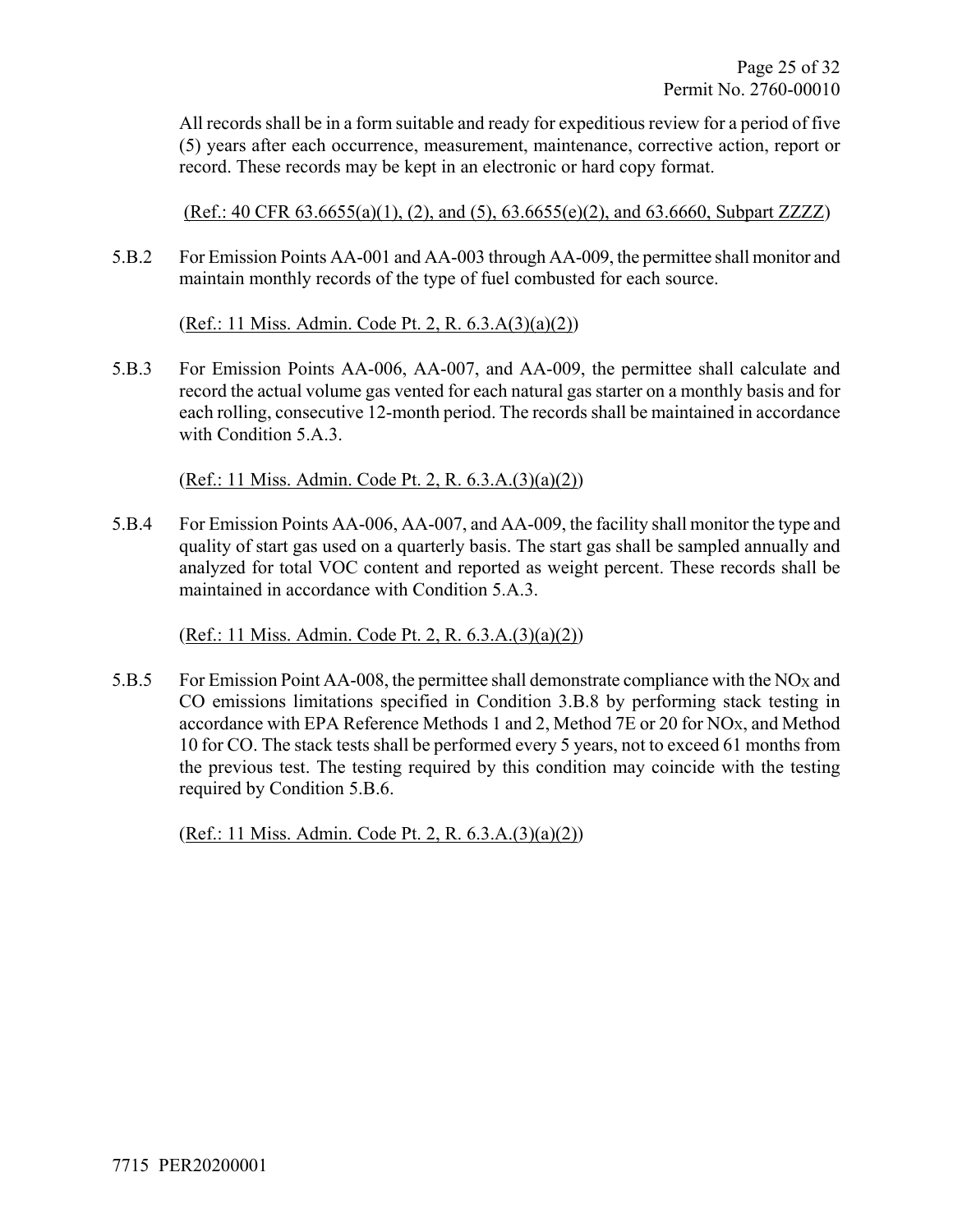All records shall be in a form suitable and ready for expeditious review for a period of five (5) years after each occurrence, measurement, maintenance, corrective action, report or record. These records may be kept in an electronic or hard copy format.

(Ref.: 40 CFR 63.6655(a)(1), (2), and (5), 63.6655(e)(2), and 63.6660, Subpart ZZZZ)

5.B.2 For Emission Points AA-001 and AA-003 through AA-009, the permittee shall monitor and maintain monthly records of the type of fuel combusted for each source.

(Ref.: 11 Miss. Admin. Code Pt. 2, R. 6.3.A(3)(a)(2))

5.B.3 For Emission Points AA-006, AA-007, and AA-009, the permittee shall calculate and record the actual volume gas vented for each natural gas starter on a monthly basis and for each rolling, consecutive 12-month period. The records shall be maintained in accordance with Condition 5.A.3.

(Ref.: 11 Miss. Admin. Code Pt. 2, R. 6.3.A.(3)(a)(2))

5.B.4 For Emission Points AA-006, AA-007, and AA-009, the facility shall monitor the type and quality of start gas used on a quarterly basis. The start gas shall be sampled annually and analyzed for total VOC content and reported as weight percent. These records shall be maintained in accordance with Condition 5.A.3.

(Ref.: 11 Miss. Admin. Code Pt. 2, R. 6.3.A.(3)(a)(2))

5.B.5 For Emission Point AA-008, the permittee shall demonstrate compliance with the $NO_X$ and CO emissions limitations specified in Condition 3.B.8 by performing stack testing in accordance with EPA Reference Methods 1 and 2, Method 7E or 20 for $NO_X$, and Method 10 for CO. The stack tests shall be performed every 5 years, not to exceed 61 months from the previous test. The testing required by this condition may coincide with the testing required by Condition 5.B.6.

(Ref.: 11 Miss. Admin. Code Pt. 2, R. 6.3.A.(3)(a)(2))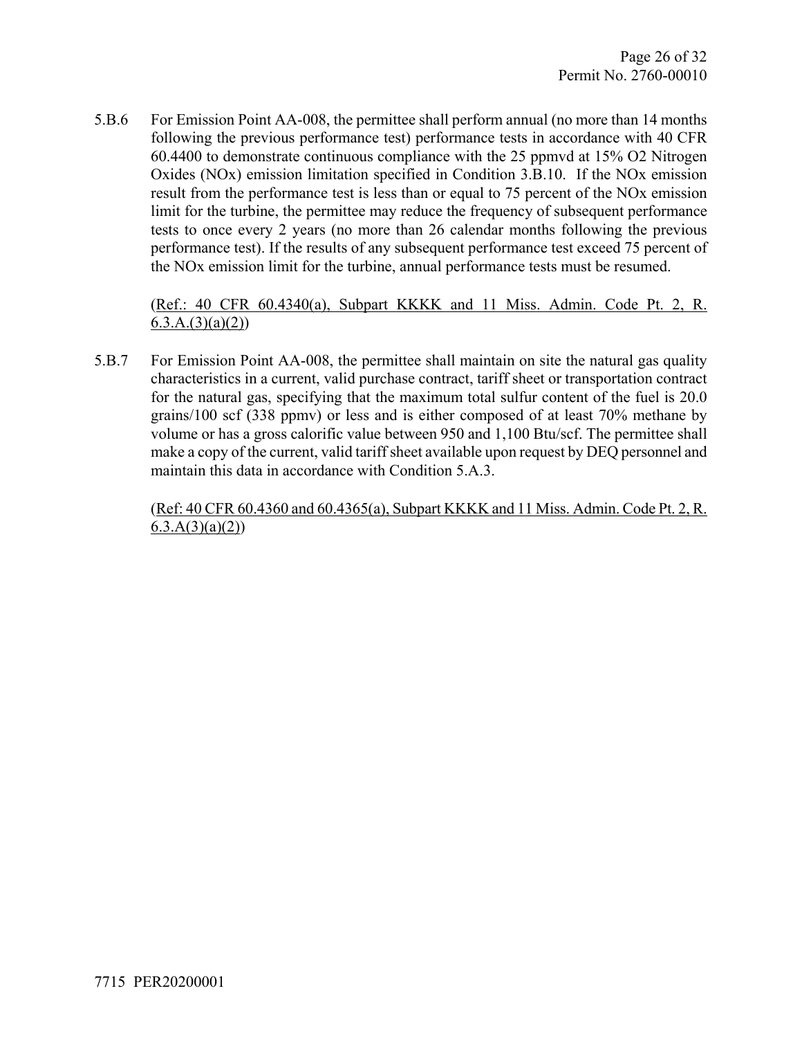5.B.6 For Emission Point AA-008, the permittee shall perform annual (no more than 14 months following the previous performance test) performance tests in accordance with 40 CFR 60.4400 to demonstrate continuous compliance with the 25 ppmvd at 15% $O_2$ Nitrogen Oxides ($NO_x$) emission limitation specified in Condition 3.B.10. If the $NO_x$ emission result from the performance test is less than or equal to 75 percent of the $NO_x$ emission limit for the turbine, the permittee may reduce the frequency of subsequent performance tests to once every 2 years (no more than 26 calendar months following the previous performance test). If the results of any subsequent performance test exceed 75 percent of the $NO_x$ emission limit for the turbine, annual performance tests must be resumed.

(Ref.: 40 CFR 60.4340(a), Subpart KKKK and 11 Miss. Admin. Code Pt. 2, R. 6.3.A.(3)(a)(2))

5.B.7 For Emission Point AA-008, the permittee shall maintain on site the natural gas quality characteristics in a current, valid purchase contract, tariff sheet or transportation contract for the natural gas, specifying that the maximum total sulfur content of the fuel is 20.0 grains/100 scf (338 ppmv) or less and is either composed of at least 70% methane by volume or has a gross calorific value between 950 and 1,100 Btu/scf. The permittee shall make a copy of the current, valid tariff sheet available upon request by DEQ personnel and maintain this data in accordance with Condition 5.A.3.

(Ref: 40 CFR 60.4360 and 60.4365(a), Subpart KKKK and 11 Miss. Admin. Code Pt. 2, R. 6.3.A(3)(a)(2))

7715 PER20200001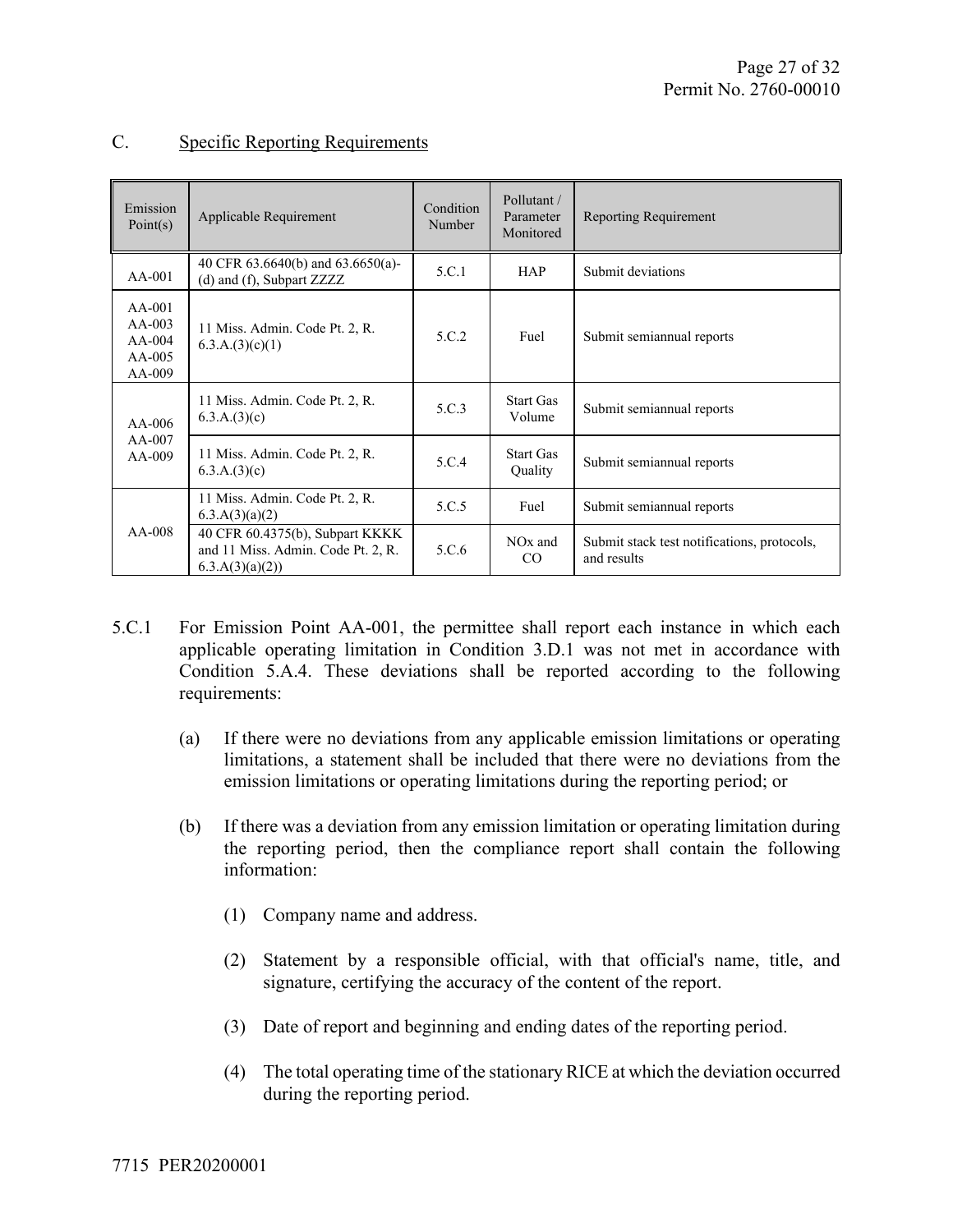## C. Specific Reporting Requirements

| Emission Point(s) | Applicable Requirement | Condition Number | Pollutant / Parameter Monitored | Reporting Requirement |
|---|---|---|---|---|
| AA-001 | 40 CFR 63.6640(b) and 63.6650(a)-(d) and (f), Subpart ZZZZ | 5.C.1 | HAP | Submit deviations |
| AA-001<br>AA-003<br>AA-004<br>AA-005<br>AA-009 | 11 Miss. Admin. Code Pt. 2, R. 6.3.A.(3)(c)(1) | 5.C.2 | Fuel | Submit semiannual reports |
| AA-006<br>AA-007<br>AA-009 | 11 Miss. Admin. Code Pt. 2, R. 6.3.A.(3)(c) | 5.C.3 | Start Gas Volume | Submit semiannual reports |
| | 11 Miss. Admin. Code Pt. 2, R. 6.3.A.(3)(c) | 5.C.4 | Start Gas Quality | Submit semiannual reports |
| AA-008 | 11 Miss. Admin. Code Pt. 2, R. 6.3.A(3)(a)(2) | 5.C.5 | Fuel | Submit semiannual reports |
| | 40 CFR 60.4375(b), Subpart KKKK and 11 Miss. Admin. Code Pt. 2, R. 6.3.A(3)(a)(2)) | 5.C.6 | $NO_x$ and CO | Submit stack test notifications, protocols, and results |

5.C.1 For Emission Point AA-001, the permittee shall report each instance in which each applicable operating limitation in Condition 3.D.1 was not met in accordance with Condition 5.A.4. These deviations shall be reported according to the following requirements:

(a) If there were no deviations from any applicable emission limitations or operating limitations, a statement shall be included that there were no deviations from the emission limitations or operating limitations during the reporting period; or

(b) If there was a deviation from any emission limitation or operating limitation during the reporting period, then the compliance report shall contain the following information:

(1) Company name and address.

(2) Statement by a responsible official, with that official's name, title, and signature, certifying the accuracy of the content of the report.

(3) Date of report and beginning and ending dates of the reporting period.

(4) The total operating time of the stationary RICE at which the deviation occurred during the reporting period.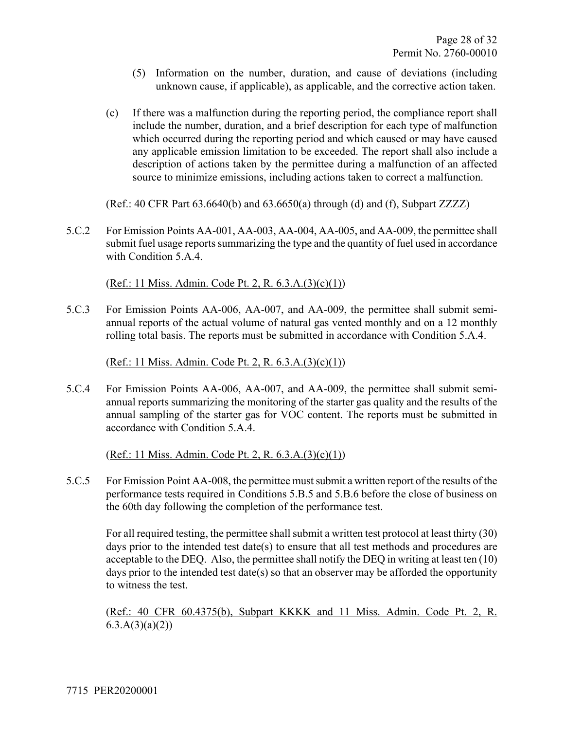(5) Information on the number, duration, and cause of deviations (including unknown cause, if applicable), as applicable, and the corrective action taken.

(c) If there was a malfunction during the reporting period, the compliance report shall include the number, duration, and a brief description for each type of malfunction which occurred during the reporting period and which caused or may have caused any applicable emission limitation to be exceeded. The report shall also include a description of actions taken by the permittee during a malfunction of an affected source to minimize emissions, including actions taken to correct a malfunction.

(Ref.: 40 CFR Part 63.6640(b) and 63.6650(a) through (d) and (f), Subpart ZZZZ)

5.C.2 For Emission Points AA-001, AA-003, AA-004, AA-005, and AA-009, the permittee shall submit fuel usage reports summarizing the type and the quantity of fuel used in accordance with Condition 5.A.4.

(Ref.: 11 Miss. Admin. Code Pt. 2, R. 6.3.A.(3)(c)(1))

5.C.3 For Emission Points AA-006, AA-007, and AA-009, the permittee shall submit semi-annual reports of the actual volume of natural gas vented monthly and on a 12 monthly rolling total basis. The reports must be submitted in accordance with Condition 5.A.4.

(Ref.: 11 Miss. Admin. Code Pt. 2, R. 6.3.A.(3)(c)(1))

5.C.4 For Emission Points AA-006, AA-007, and AA-009, the permittee shall submit semi-annual reports summarizing the monitoring of the starter gas quality and the results of the annual sampling of the starter gas for VOC content. The reports must be submitted in accordance with Condition 5.A.4.

(Ref.: 11 Miss. Admin. Code Pt. 2, R. 6.3.A.(3)(c)(1))

5.C.5 For Emission Point AA-008, the permittee must submit a written report of the results of the performance tests required in Conditions 5.B.5 and 5.B.6 before the close of business on the 60th day following the completion of the performance test.

For all required testing, the permittee shall submit a written test protocol at least thirty (30) days prior to the intended test date(s) to ensure that all test methods and procedures are acceptable to the DEQ. Also, the permittee shall notify the DEQ in writing at least ten (10) days prior to the intended test date(s) so that an observer may be afforded the opportunity to witness the test.

(Ref.: 40 CFR 60.4375(b), Subpart KKKK and 11 Miss. Admin. Code Pt. 2, R. 6.3.A(3)(a)(2))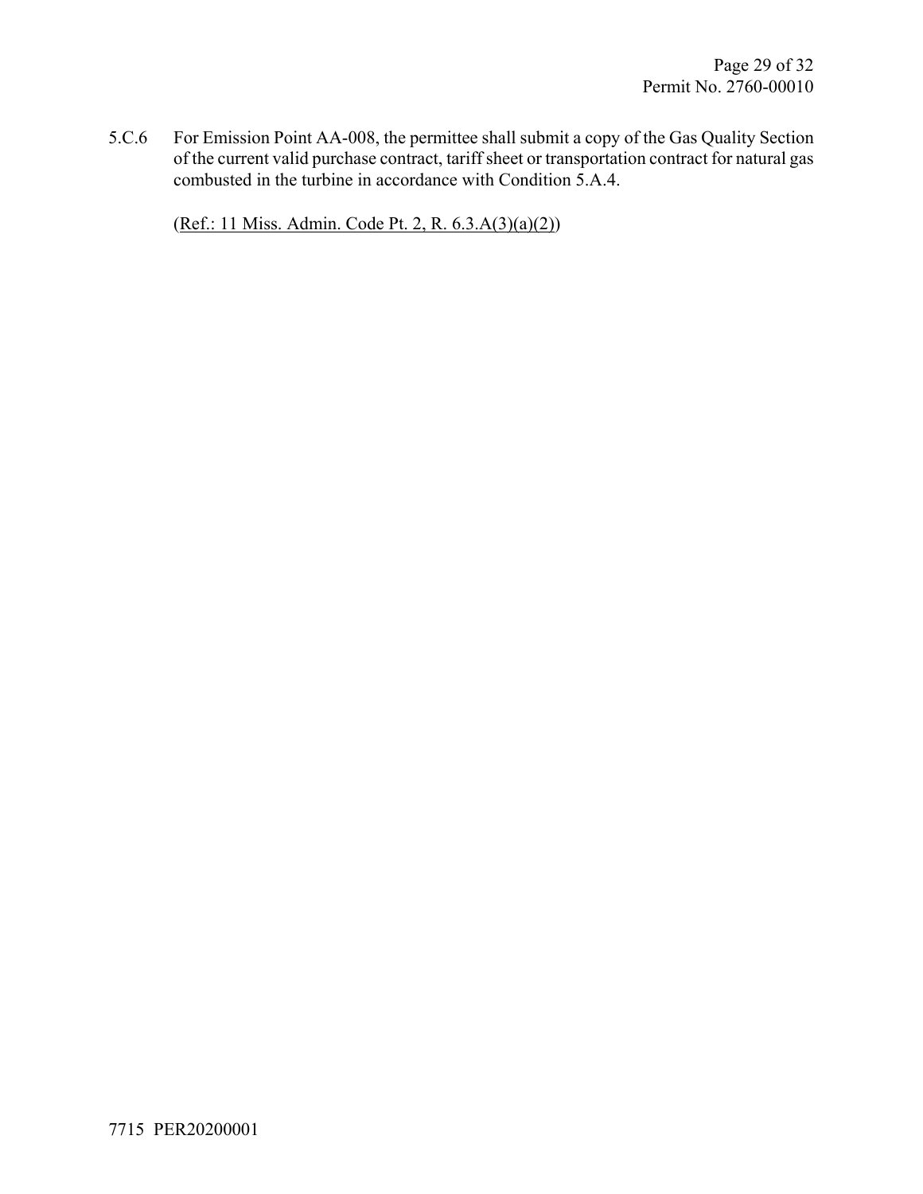5.C.6 For Emission Point AA-008, the permittee shall submit a copy of the Gas Quality Section of the current valid purchase contract, tariff sheet or transportation contract for natural gas combusted in the turbine in accordance with Condition 5.A.4.

(Ref.: 11 Miss. Admin. Code Pt. 2, R. 6.3.A(3)(a)(2))

7715 PER20200001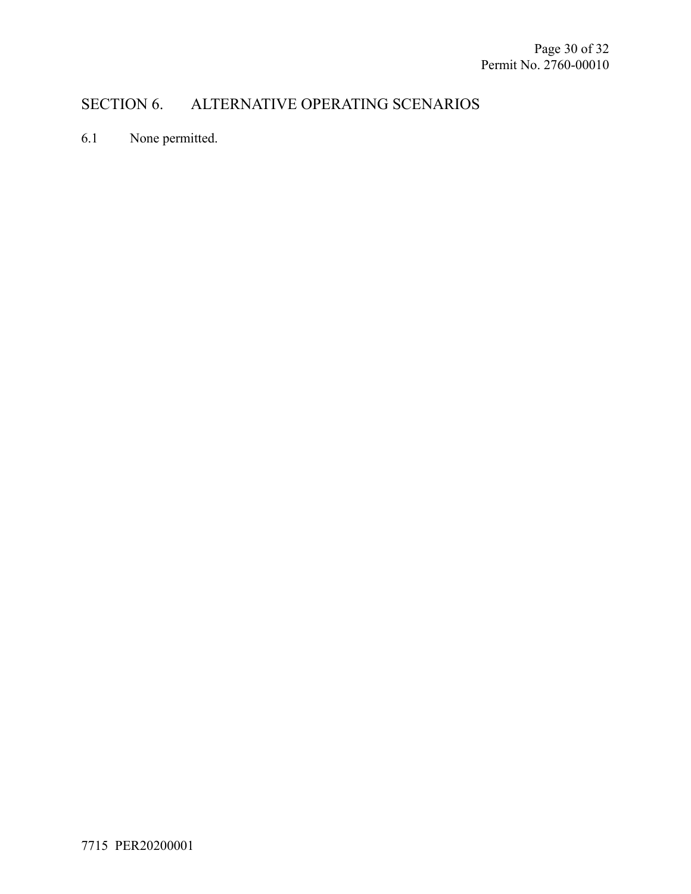# SECTION 6. ALTERNATIVE OPERATING SCENARIOS

6.1 None permitted.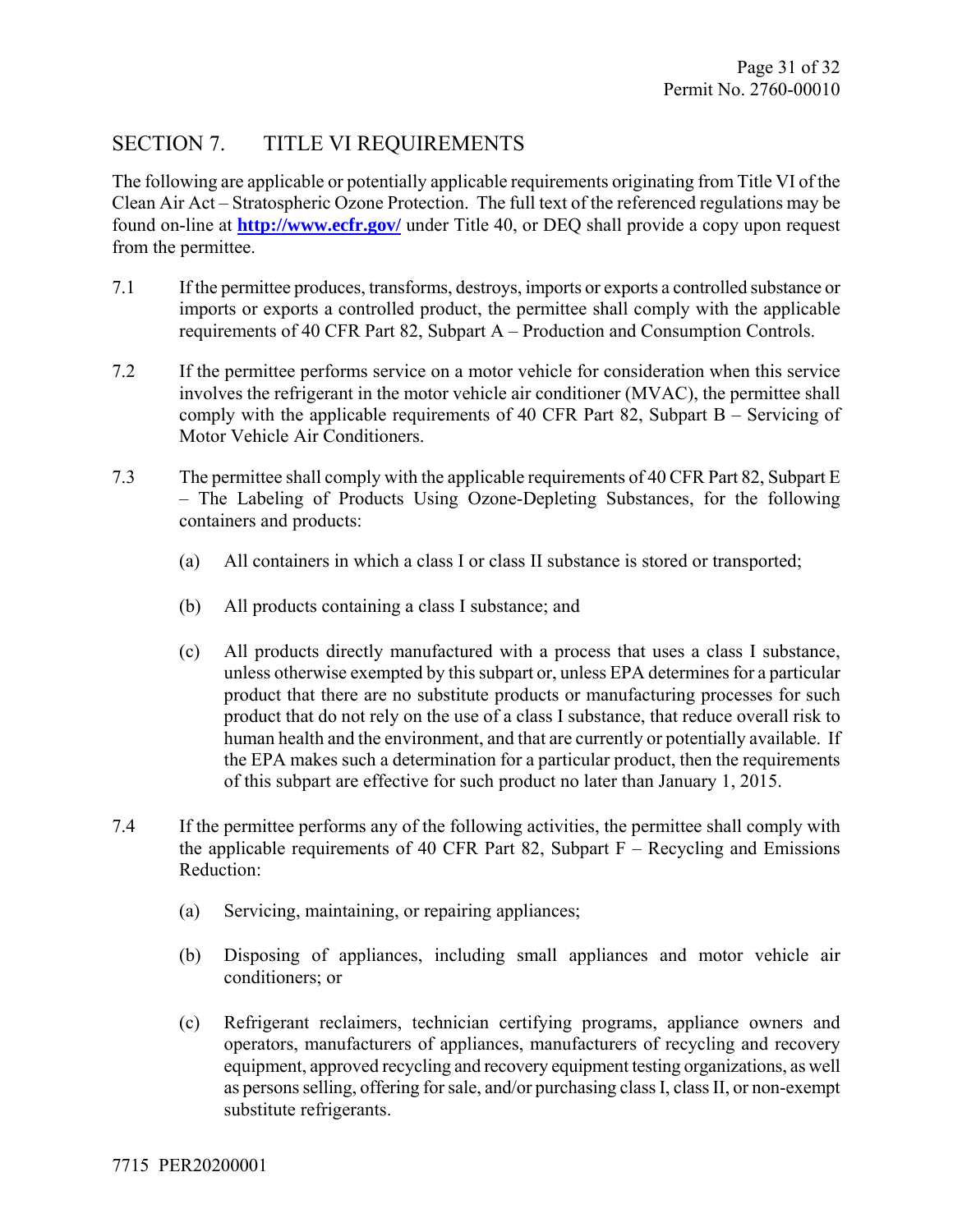## SECTION 7. TITLE VI REQUIREMENTS

The following are applicable or potentially applicable requirements originating from Title VI of the Clean Air Act – Stratospheric Ozone Protection. The full text of the referenced regulations may be found on-line at **http://www.ecfr.gov/** under Title 40, or DEQ shall provide a copy upon request from the permittee.

7.1 If the permittee produces, transforms, destroys, imports or exports a controlled substance or imports or exports a controlled product, the permittee shall comply with the applicable requirements of 40 CFR Part 82, Subpart A – Production and Consumption Controls.

7.2 If the permittee performs service on a motor vehicle for consideration when this service involves the refrigerant in the motor vehicle air conditioner (MVAC), the permittee shall comply with the applicable requirements of 40 CFR Part 82, Subpart B – Servicing of Motor Vehicle Air Conditioners.

7.3 The permittee shall comply with the applicable requirements of 40 CFR Part 82, Subpart E – The Labeling of Products Using Ozone-Depleting Substances, for the following containers and products:

- (a) All containers in which a class I or class II substance is stored or transported;
- (b) All products containing a class I substance; and
- (c) All products directly manufactured with a process that uses a class I substance, unless otherwise exempted by this subpart or, unless EPA determines for a particular product that there are no substitute products or manufacturing processes for such product that do not rely on the use of a class I substance, that reduce overall risk to human health and the environment, and that are currently or potentially available. If the EPA makes such a determination for a particular product, then the requirements of this subpart are effective for such product no later than January 1, 2015.

7.4 If the permittee performs any of the following activities, the permittee shall comply with the applicable requirements of 40 CFR Part 82, Subpart F – Recycling and Emissions Reduction:

- (a) Servicing, maintaining, or repairing appliances;
- (b) Disposing of appliances, including small appliances and motor vehicle air conditioners; or
- (c) Refrigerant reclaimers, technician certifying programs, appliance owners and operators, manufacturers of appliances, manufacturers of recycling and recovery equipment, approved recycling and recovery equipment testing organizations, as well as persons selling, offering for sale, and/or purchasing class I, class II, or non-exempt substitute refrigerants.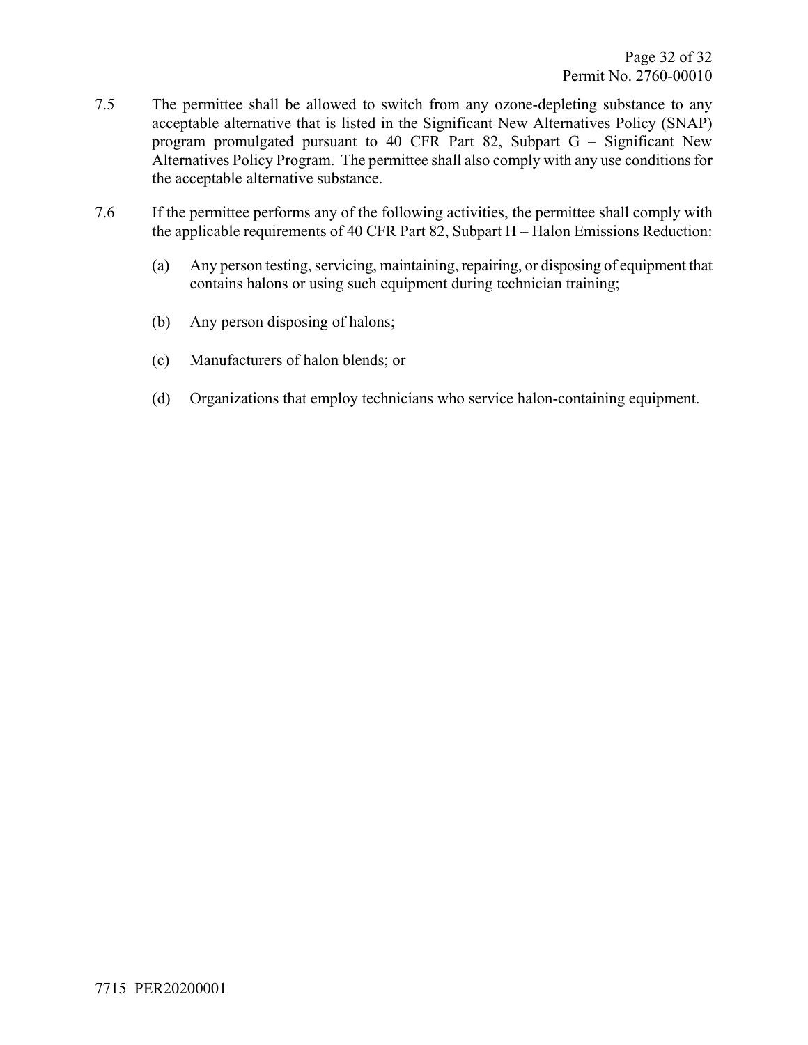7.5 The permittee shall be allowed to switch from any ozone-depleting substance to any acceptable alternative that is listed in the Significant New Alternatives Policy (SNAP) program promulgated pursuant to 40 CFR Part 82, Subpart G – Significant New Alternatives Policy Program. The permittee shall also comply with any use conditions for the acceptable alternative substance.

7.6 If the permittee performs any of the following activities, the permittee shall comply with the applicable requirements of 40 CFR Part 82, Subpart H – Halon Emissions Reduction:

(a) Any person testing, servicing, maintaining, repairing, or disposing of equipment that contains halons or using such equipment during technician training;

(b) Any person disposing of halons;

(c) Manufacturers of halon blends; or

(d) Organizations that employ technicians who service halon-containing equipment.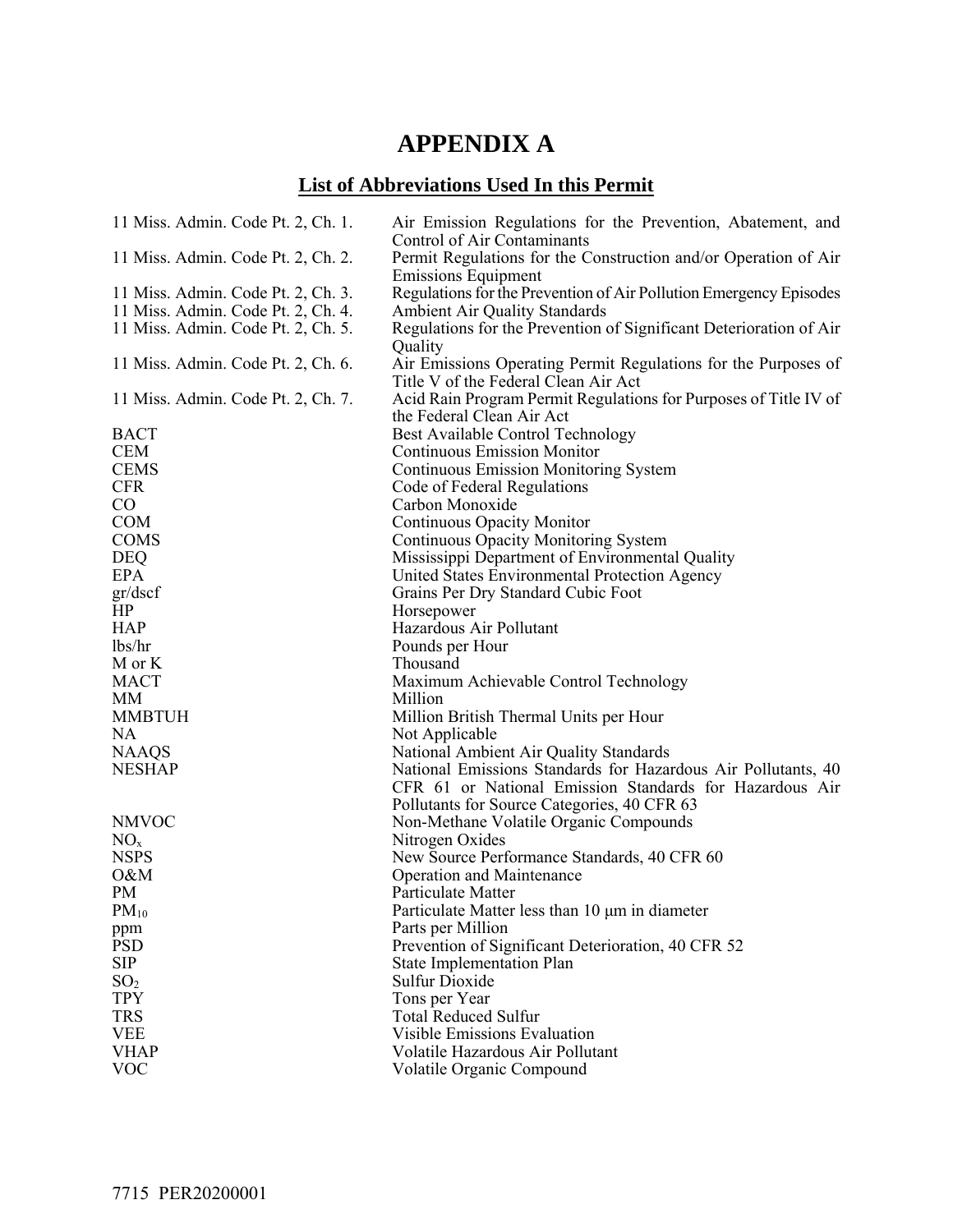# APPENDIX A

## List of Abbreviations Used In this Permit

| | |
|---|---|
| 11 Miss. Admin. Code Pt. 2, Ch. 1. | Air Emission Regulations for the Prevention, Abatement, and Control of Air Contaminants |
| 11 Miss. Admin. Code Pt. 2, Ch. 2. | Permit Regulations for the Construction and/or Operation of Air Emissions Equipment |
| 11 Miss. Admin. Code Pt. 2, Ch. 3. | Regulations for the Prevention of Air Pollution Emergency Episodes |
| 11 Miss. Admin. Code Pt. 2, Ch. 4. | Ambient Air Quality Standards |
| 11 Miss. Admin. Code Pt. 2, Ch. 5. | Regulations for the Prevention of Significant Deterioration of Air Quality |
| 11 Miss. Admin. Code Pt. 2, Ch. 6. | Air Emissions Operating Permit Regulations for the Purposes of Title V of the Federal Clean Air Act |
| 11 Miss. Admin. Code Pt. 2, Ch. 7. | Acid Rain Program Permit Regulations for Purposes of Title IV of the Federal Clean Air Act |
| BACT | Best Available Control Technology |
| CEM | Continuous Emission Monitor |
| CEMS | Continuous Emission Monitoring System |
| CFR | Code of Federal Regulations |
| CO | Carbon Monoxide |
| COM | Continuous Opacity Monitor |
| COMS | Continuous Opacity Monitoring System |
| DEQ | Mississippi Department of Environmental Quality |
| EPA | United States Environmental Protection Agency |
| gr/dscf | Grains Per Dry Standard Cubic Foot |
| HP | Horsepower |
| HAP | Hazardous Air Pollutant |
| lbs/hr | Pounds per Hour |
| M or K | Thousand |
| MACT | Maximum Achievable Control Technology |
| MM | Million |
| MMBTUH | Million British Thermal Units per Hour |
| NA | Not Applicable |
| NAAQS | National Ambient Air Quality Standards |
| NESHAP | National Emissions Standards for Hazardous Air Pollutants, 40 CFR 61 or National Emission Standards for Hazardous Air Pollutants for Source Categories, 40 CFR 63 |
| NMVOC | Non-Methane Volatile Organic Compounds |
| $NO_x$ | Nitrogen Oxides |
| NSPS | New Source Performance Standards, 40 CFR 60 |
| O&M | Operation and Maintenance |
| PM | Particulate Matter |
| $PM_{10}$ | Particulate Matter less than 10 μm in diameter |
| ppm | Parts per Million |
| PSD | Prevention of Significant Deterioration, 40 CFR 52 |
| SIP | State Implementation Plan |
| $SO_2$ | Sulfur Dioxide |
| TPY | Tons per Year |
| TRS | Total Reduced Sulfur |
| VEE | Visible Emissions Evaluation |
| VHAP | Volatile Hazardous Air Pollutant |
| VOC | Volatile Organic Compound |

7715 PER20200001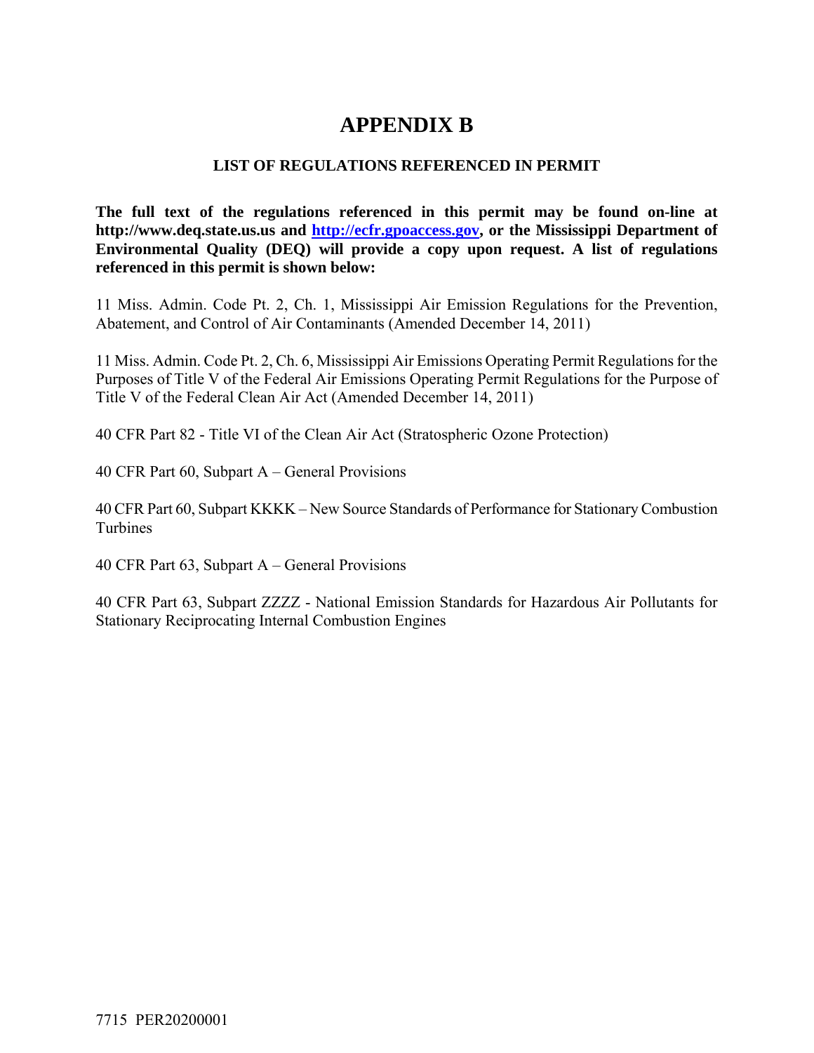# APPENDIX B

### LIST OF REGULATIONS REFERENCED IN PERMIT

**The full text of the regulations referenced in this permit may be found on-line at http://www.deq.state.us.us and http://ecfr.gpoaccess.gov, or the Mississippi Department of Environmental Quality (DEQ) will provide a copy upon request. A list of regulations referenced in this permit is shown below:**

11 Miss. Admin. Code Pt. 2, Ch. 1, Mississippi Air Emission Regulations for the Prevention, Abatement, and Control of Air Contaminants (Amended December 14, 2011)

11 Miss. Admin. Code Pt. 2, Ch. 6, Mississippi Air Emissions Operating Permit Regulations for the Purposes of Title V of the Federal Air Emissions Operating Permit Regulations for the Purpose of Title V of the Federal Clean Air Act (Amended December 14, 2011)

40 CFR Part 82 - Title VI of the Clean Air Act (Stratospheric Ozone Protection)

40 CFR Part 60, Subpart A – General Provisions

40 CFR Part 60, Subpart KKKK – New Source Standards of Performance for Stationary Combustion Turbines

40 CFR Part 63, Subpart A – General Provisions

40 CFR Part 63, Subpart ZZZZ - National Emission Standards for Hazardous Air Pollutants for Stationary Reciprocating Internal Combustion Engines

7715 PER20200001